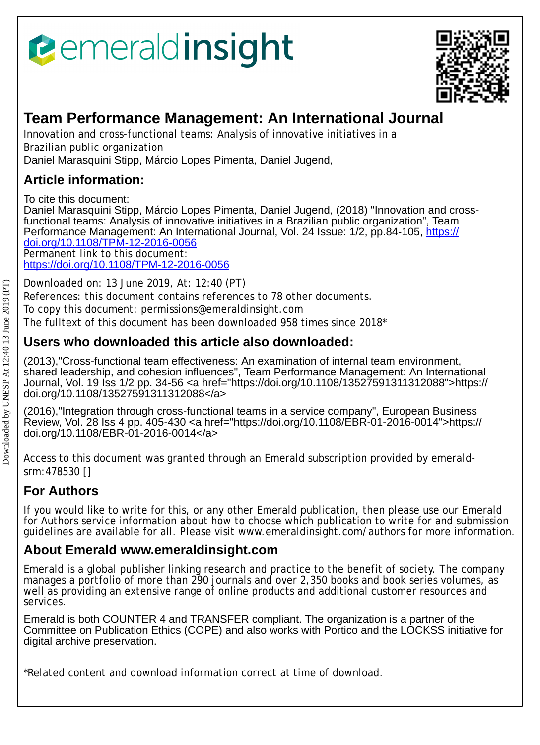# Team Performance Management: An International Journal

Innovation and cross-functional teams: Analysis of innovative initiatives in a Brazilian public organization

Daniel Marasquini Stipp, Márcio Lopes Pimenta, Daniel Jugend,

## Article information:

To cite this document:

Daniel Marasquini Stipp, Márcio Lopes Pimenta, Daniel Jugend, (2018) "Innovation and cross-functional teams: Analysis of innovative initiatives in a Brazilian public organization", Team Performance Management: An International Journal, Vol. 24 Issue: 1/2, pp.84-105, https://doi.org/10.1108/TPM-12-2016-0056

Permanent link to this document:

https://doi.org/10.1108/TPM-12-2016-0056

Downloaded on: 13 June 2019, At: 12:40 (PT)

References: this document contains references to 78 other documents.

To copy this document: permissions@emeraldinsight.com

The fulltext of this document has been downloaded 958 times since 2018*

## Users who downloaded this article also downloaded:

(2013),"Cross-functional team effectiveness: An examination of internal team environment, shared leadership, and cohesion influences", Team Performance Management: An International Journal, Vol. 19 Iss 1/2 pp. 34-56 <a href="https://doi.org/10.1108/13527591311312088">https://doi.org/10.1108/13527591311312088</a>

(2016),"Integration through cross-functional teams in a service company", European Business Review, Vol. 28 Iss 4 pp. 405-430 <a href="https://doi.org/10.1108/EBR-01-2016-0014">https://doi.org/10.1108/EBR-01-2016-0014</a>

Access to this document was granted through an Emerald subscription provided by emerald-srm:478530 []

## For Authors

If you would like to write for this, or any other Emerald publication, then please use our Emerald for Authors service information about how to choose which publication to write for and submission guidelines are available for all. Please visit www.emeraldinsight.com/authors for more information.

## About Emerald www.emeraldinsight.com

Emerald is a global publisher linking research and practice to the benefit of society. The company manages a portfolio of more than 290 journals and over 2,350 books and book series volumes, as well as providing an extensive range of online products and additional customer resources and services.

Emerald is both COUNTER 4 and TRANSFER compliant. The organization is a partner of the Committee on Publication Ethics (COPE) and also works with Portico and the LOCKSS initiative for digital archive preservation.

*Related content and download information correct at time of download.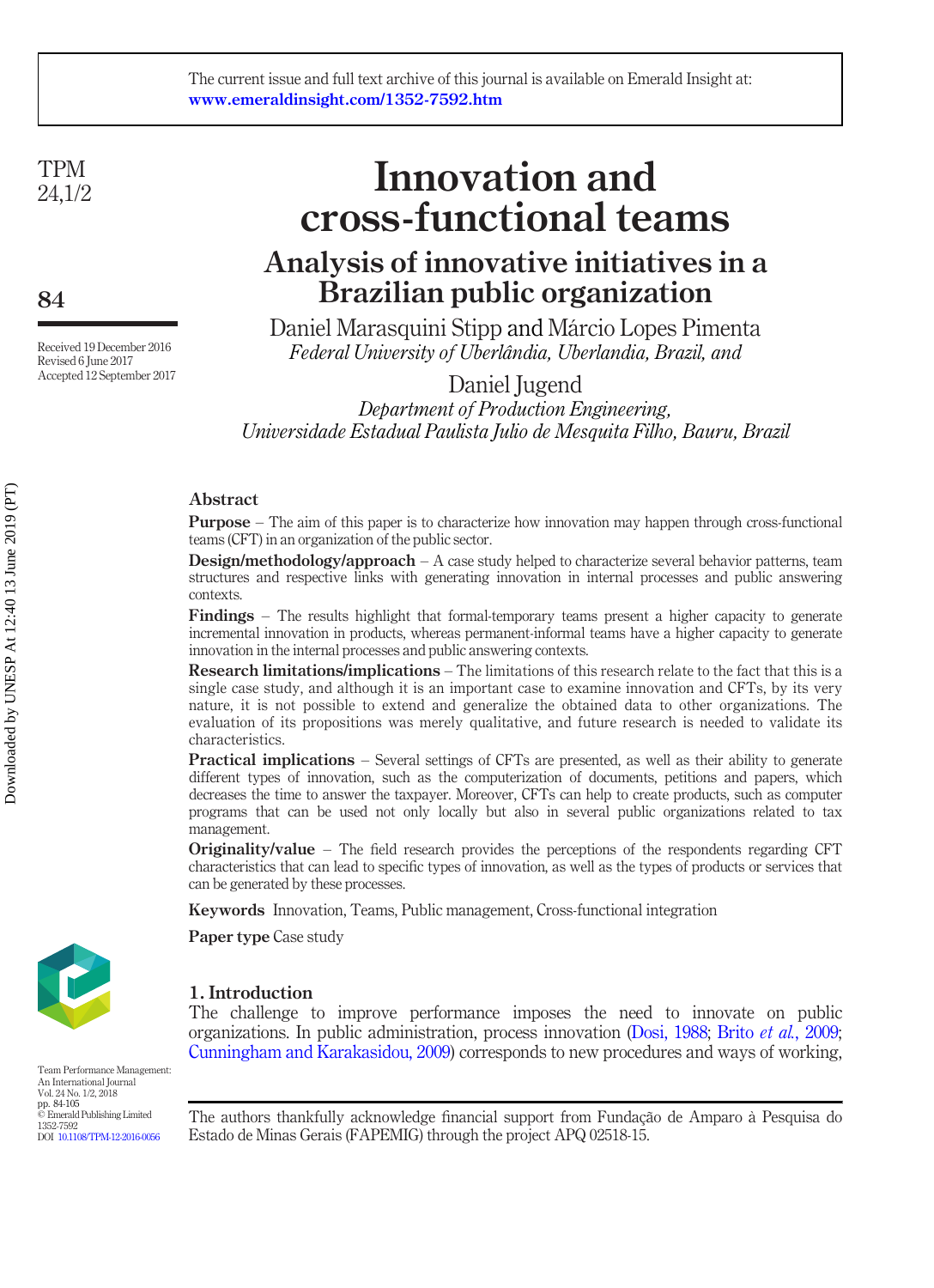# Innovation and cross-functional teams

## Analysis of innovative initiatives in a Brazilian public organization

Daniel Marasquini Stipp and Márcio Lopes Pimenta
*Federal University of Uberlândia, Uberlandia, Brazil, and*

Daniel Jugend
*Department of Production Engineering, Universidade Estadual Paulista Julio de Mesquita Filho, Bauru, Brazil*

Received 19 December 2016
Revised 6 June 2017
Accepted 12 September 2017

### Abstract

**Purpose** – The aim of this paper is to characterize how innovation may happen through cross-functional teams (CFT) in an organization of the public sector.

**Design/methodology/approach** – A case study helped to characterize several behavior patterns, team structures and respective links with generating innovation in internal processes and public answering contexts.

**Findings** – The results highlight that formal-temporary teams present a higher capacity to generate incremental innovation in products, whereas permanent-informal teams have a higher capacity to generate innovation in the internal processes and public answering contexts.

**Research limitations/implications** – The limitations of this research relate to the fact that this is a single case study, and although it is an important case to examine innovation and CFTs, by its very nature, it is not possible to extend and generalize the obtained data to other organizations. The evaluation of its propositions was merely qualitative, and future research is needed to validate its characteristics.

**Practical implications** – Several settings of CFTs are presented, as well as their ability to generate different types of innovation, such as the computerization of documents, petitions and papers, which decreases the time to answer the taxpayer. Moreover, CFTs can help to create products, such as computer programs that can be used not only locally but also in several public organizations related to tax management.

**Originality/value** – The field research provides the perceptions of the respondents regarding CFT characteristics that can lead to specific types of innovation, as well as the types of products or services that can be generated by these processes.

**Keywords** Innovation, Teams, Public management, Cross-functional integration

**Paper type** Case study

## 1. Introduction

The challenge to improve performance imposes the need to innovate on public organizations. In public administration, process innovation (Dosi, 1988; Brito *et al.*, 2009; Cunningham and Karakasidou, 2009) corresponds to new procedures and ways of working,

The authors thankfully acknowledge financial support from Fundação de Amparo à Pesquisa do Estado de Minas Gerais (FAPEMIG) through the project APQ 02518-15.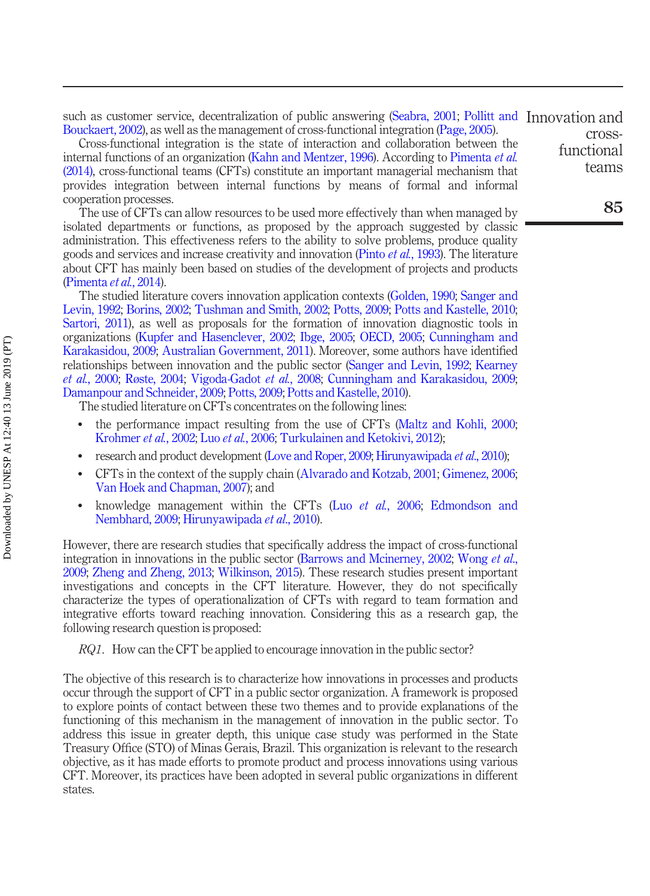such as customer service, decentralization of public answering (Seabra, 2001; Pollitt and Bouckaert, 2002), as well as the management of cross-functional integration (Page, 2005).

Cross-functional integration is the state of interaction and collaboration between the internal functions of an organization (Kahn and Mentzer, 1996). According to Pimenta *et al.* (2014), cross-functional teams (CFTs) constitute an important managerial mechanism that provides integration between internal functions by means of formal and informal cooperation processes.

The use of CFTs can allow resources to be used more effectively than when managed by isolated departments or functions, as proposed by the approach suggested by classic administration. This effectiveness refers to the ability to solve problems, produce quality goods and services and increase creativity and innovation (Pinto *et al.*, 1993). The literature about CFT has mainly been based on studies of the development of projects and products (Pimenta *et al.*, 2014).

The studied literature covers innovation application contexts (Golden, 1990; Sanger and Levin, 1992; Borins, 2002; Tushman and Smith, 2002; Potts, 2009; Potts and Kastelle, 2010; Sartori, 2011), as well as proposals for the formation of innovation diagnostic tools in organizations (Kupfer and Hasenclever, 2002; Ibge, 2005; OECD, 2005; Cunningham and Karakasidou, 2009; Australian Government, 2011). Moreover, some authors have identified relationships between innovation and the public sector (Sanger and Levin, 1992; Kearney *et al.*, 2000; Røste, 2004; Vigoda-Gadot *et al.*, 2008; Cunningham and Karakasidou, 2009; Damanpour and Schneider, 2009; Potts, 2009; Potts and Kastelle, 2010).

The studied literature on CFTs concentrates on the following lines:

- the performance impact resulting from the use of CFTs (Maltz and Kohli, 2000; Krohmer *et al.*, 2002; Luo *et al.*, 2006; Turkulainen and Ketokivi, 2012);
- research and product development (Love and Roper, 2009; Hirunyawipada *et al.*, 2010);
- CFTs in the context of the supply chain (Alvarado and Kotzab, 2001; Gimenez, 2006; Van Hoek and Chapman, 2007); and
- knowledge management within the CFTs (Luo *et al.*, 2006; Edmondson and Nembhard, 2009; Hirunyawipada *et al.*, 2010).

However, there are research studies that specifically address the impact of cross-functional integration in innovations in the public sector (Barrows and Mcinerney, 2002; Wong *et al.*, 2009; Zheng and Zheng, 2013; Wilkinson, 2015). These research studies present important investigations and concepts in the CFT literature. However, they do not specifically characterize the types of operationalization of CFTs with regard to team formation and integrative efforts toward reaching innovation. Considering this as a research gap, the following research question is proposed:

*RQ1*. How can the CFT be applied to encourage innovation in the public sector?

The objective of this research is to characterize how innovations in processes and products occur through the support of CFT in a public sector organization. A framework is proposed to explore points of contact between these two themes and to provide explanations of the functioning of this mechanism in the management of innovation in the public sector. To address this issue in greater depth, this unique case study was performed in the State Treasury Office (STO) of Minas Gerais, Brazil. This organization is relevant to the research objective, as it has made efforts to promote product and process innovations using various CFT. Moreover, its practices have been adopted in several public organizations in different states.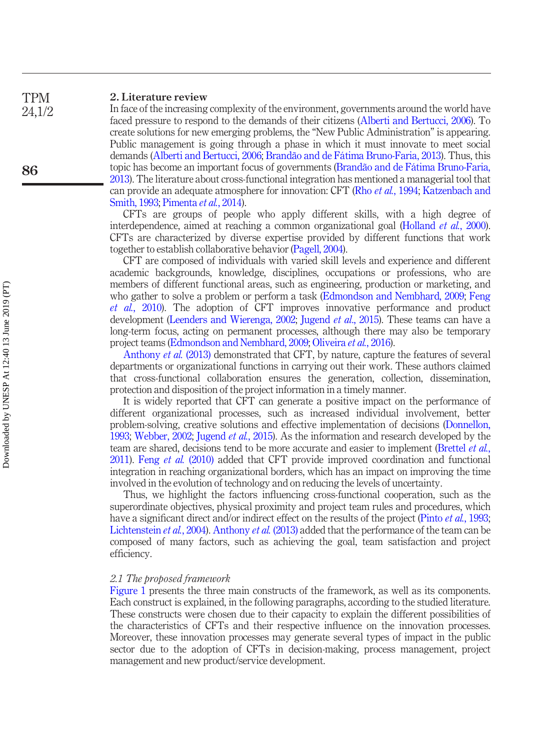## 2. Literature review

In face of the increasing complexity of the environment, governments around the world have faced pressure to respond to the demands of their citizens (Alberti and Bertucci, 2006). To create solutions for new emerging problems, the "New Public Administration" is appearing. Public management is going through a phase in which it must innovate to meet social demands (Alberti and Bertucci, 2006; Brandão and de Fátima Bruno-Faria, 2013). Thus, this topic has become an important focus of governments (Brandão and de Fátima Bruno-Faria, 2013). The literature about cross-functional integration has mentioned a managerial tool that can provide an adequate atmosphere for innovation: CFT (Rho *et al.*, 1994; Katzenbach and Smith, 1993; Pimenta *et al.*, 2014).

CFTs are groups of people who apply different skills, with a high degree of interdependence, aimed at reaching a common organizational goal (Holland *et al.*, 2000). CFTs are characterized by diverse expertise provided by different functions that work together to establish collaborative behavior (Pagell, 2004).

CFT are composed of individuals with varied skill levels and experience and different academic backgrounds, knowledge, disciplines, occupations or professions, who are members of different functional areas, such as engineering, production or marketing, and who gather to solve a problem or perform a task (Edmondson and Nembhard, 2009; Feng *et al.*, 2010). The adoption of CFT improves innovative performance and product development (Leenders and Wierenga, 2002; Jugend *et al.*, 2015). These teams can have a long-term focus, acting on permanent processes, although there may also be temporary project teams (Edmondson and Nembhard, 2009; Oliveira *et al.*, 2016).

Anthony *et al.* (2013) demonstrated that CFT, by nature, capture the features of several departments or organizational functions in carrying out their work. These authors claimed that cross-functional collaboration ensures the generation, collection, dissemination, protection and disposition of the project information in a timely manner.

It is widely reported that CFT can generate a positive impact on the performance of different organizational processes, such as increased individual involvement, better problem-solving, creative solutions and effective implementation of decisions (Donnellon, 1993; Webber, 2002; Jugend *et al.*, 2015). As the information and research developed by the team are shared, decisions tend to be more accurate and easier to implement (Brettel *et al.*, 2011). Feng *et al.* (2010) added that CFT provide improved coordination and functional integration in reaching organizational borders, which has an impact on improving the time involved in the evolution of technology and on reducing the levels of uncertainty.

Thus, we highlight the factors influencing cross-functional cooperation, such as the superordinate objectives, physical proximity and project team rules and procedures, which have a significant direct and/or indirect effect on the results of the project (Pinto *et al.*, 1993; Lichtenstein *et al.*, 2004). Anthony *et al.* (2013) added that the performance of the team can be composed of many factors, such as achieving the goal, team satisfaction and project efficiency.

### *2.1 The proposed framework*

Figure 1 presents the three main constructs of the framework, as well as its components. Each construct is explained, in the following paragraphs, according to the studied literature. These constructs were chosen due to their capacity to explain the different possibilities of the characteristics of CFTs and their respective influence on the innovation processes. Moreover, these innovation processes may generate several types of impact in the public sector due to the adoption of CFTs in decision-making, process management, project management and new product/service development.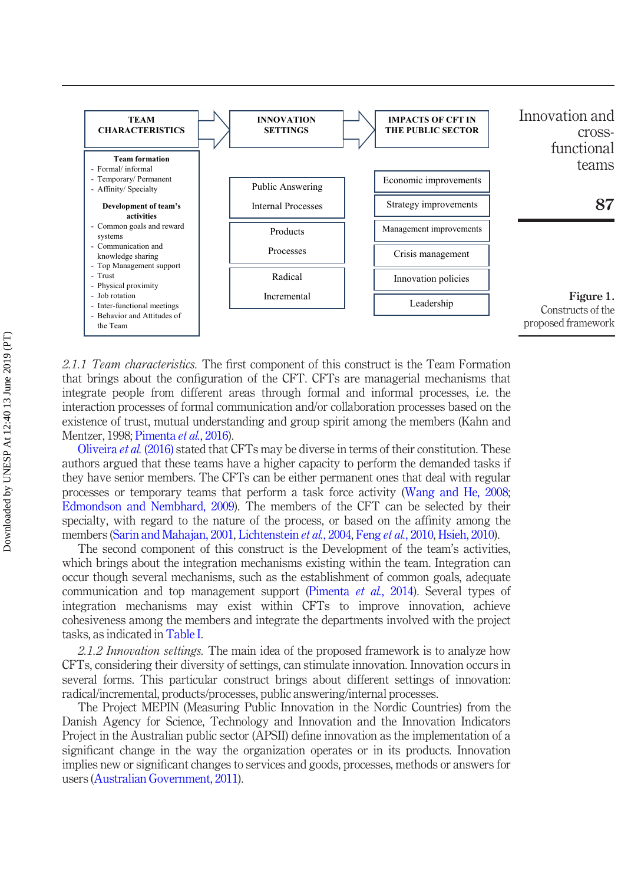| TEAM CHARACTERISTICS | INNOVATION SETTINGS | IMPACTS OF CFT IN THE PUBLIC SECTOR |
|---|---|---|
| **Team formation**<br>- Formal/ informal<br>- Temporary/ Permanent<br>- Affinity/ Specialty<br><br>**Development of team's activities**<br>- Common goals and reward systems<br>- Communication and knowledge sharing<br>- Top Management support<br>- Trust<br>- Physical proximity<br>- Job rotation<br>- Inter-functional meetings<br>- Behavior and Attitudes of the Team | Public Answering / Internal Processes<br><br>Products / Processes<br><br>Radical / Incremental | Economic improvements<br>Strategy improvements<br>Management improvements<br>Crisis management<br>Innovation policies<br>Leadership |

**Figure 1.** Constructs of the proposed framework

*2.1.1 Team characteristics.* The first component of this construct is the Team Formation that brings about the configuration of the CFT. CFTs are managerial mechanisms that integrate people from different areas through formal and informal processes, i.e. the interaction processes of formal communication and/or collaboration processes based on the existence of trust, mutual understanding and group spirit among the members (Kahn and Mentzer, 1998; Pimenta *et al.*, 2016).

Oliveira *et al.* (2016) stated that CFTs may be diverse in terms of their constitution. These authors argued that these teams have a higher capacity to perform the demanded tasks if they have senior members. The CFTs can be either permanent ones that deal with regular processes or temporary teams that perform a task force activity (Wang and He, 2008; Edmondson and Nembhard, 2009). The members of the CFT can be selected by their specialty, with regard to the nature of the process, or based on the affinity among the members (Sarin and Mahajan, 2001, Lichtenstein *et al.*, 2004, Feng *et al.*, 2010, Hsieh, 2010).

The second component of this construct is the Development of the team's activities, which brings about the integration mechanisms existing within the team. Integration can occur though several mechanisms, such as the establishment of common goals, adequate communication and top management support (Pimenta *et al.*, 2014). Several types of integration mechanisms may exist within CFTs to improve innovation, achieve cohesiveness among the members and integrate the departments involved with the project tasks, as indicated in Table I.

*2.1.2 Innovation settings.* The main idea of the proposed framework is to analyze how CFTs, considering their diversity of settings, can stimulate innovation. Innovation occurs in several forms. This particular construct brings about different settings of innovation: radical/incremental, products/processes, public answering/internal processes.

The Project MEPIN (Measuring Public Innovation in the Nordic Countries) from the Danish Agency for Science, Technology and Innovation and the Innovation Indicators Project in the Australian public sector (APSII) define innovation as the implementation of a significant change in the way the organization operates or in its products. Innovation implies new or significant changes to services and goods, processes, methods or answers for users (Australian Government, 2011).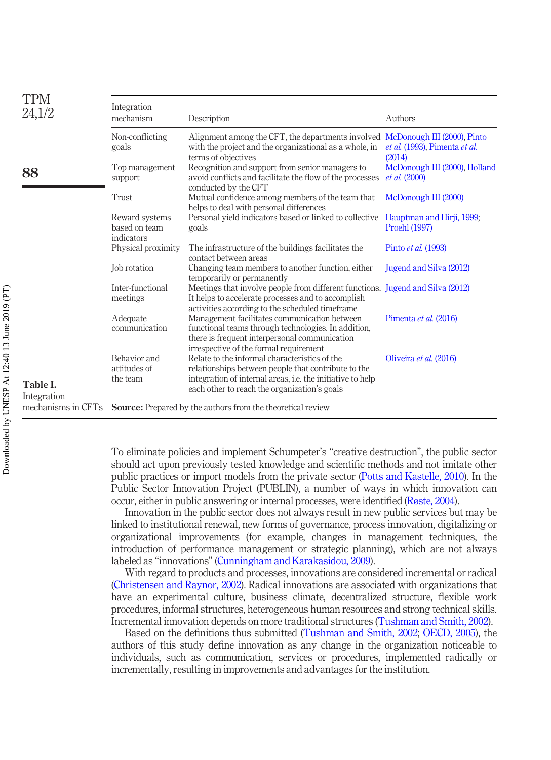**Table I.** Integration mechanisms in CFTs

| Integration mechanism | Description | Authors |
|---|---|---|
| Non-conflicting goals | Alignment among the CFT, the departments involved with the project and the organizational as a whole, in terms of objectives | McDonough III (2000), Pinto *et al.* (1993), Pimenta *et al.* (2014) |
| Top management support | Recognition and support from senior managers to avoid conflicts and facilitate the flow of the processes conducted by the CFT | McDonough III (2000), Holland *et al.* (2000) |
| Trust | Mutual confidence among members of the team that helps to deal with personal differences | McDonough III (2000) |
| Reward systems based on team indicators | Personal yield indicators based or linked to collective goals | Hauptman and Hirji, 1999; Proehl (1997) |
| Physical proximity | The infrastructure of the buildings facilitates the contact between areas | Pinto *et al.* (1993) |
| Job rotation | Changing team members to another function, either temporarily or permanently | Jugend and Silva (2012) |
| Inter-functional meetings | Meetings that involve people from different functions. It helps to accelerate processes and to accomplish activities according to the scheduled timeframe | Jugend and Silva (2012) |
| Adequate communication | Management facilitates communication between functional teams through technologies. In addition, there is frequent interpersonal communication irrespective of the formal requirement | Pimenta *et al.* (2016) |
| Behavior and attitudes of the team | Relate to the informal characteristics of the relationships between people that contribute to the integration of internal areas, i.e. the initiative to help each other to reach the organization's goals | Oliveira *et al.* (2016) |

**Source:** Prepared by the authors from the theoretical review

To eliminate policies and implement Schumpeter's "creative destruction", the public sector should act upon previously tested knowledge and scientific methods and not imitate other public practices or import models from the private sector (Potts and Kastelle, 2010). In the Public Sector Innovation Project (PUBLIN), a number of ways in which innovation can occur, either in public answering or internal processes, were identified (Røste, 2004).

Innovation in the public sector does not always result in new public services but may be linked to institutional renewal, new forms of governance, process innovation, digitalizing or organizational improvements (for example, changes in management techniques, the introduction of performance management or strategic planning), which are not always labeled as "innovations" (Cunningham and Karakasidou, 2009).

With regard to products and processes, innovations are considered incremental or radical (Christensen and Raynor, 2002). Radical innovations are associated with organizations that have an experimental culture, business climate, decentralized structure, flexible work procedures, informal structures, heterogeneous human resources and strong technical skills. Incremental innovation depends on more traditional structures (Tushman and Smith, 2002).

Based on the definitions thus submitted (Tushman and Smith, 2002; OECD, 2005), the authors of this study define innovation as any change in the organization noticeable to individuals, such as communication, services or procedures, implemented radically or incrementally, resulting in improvements and advantages for the institution.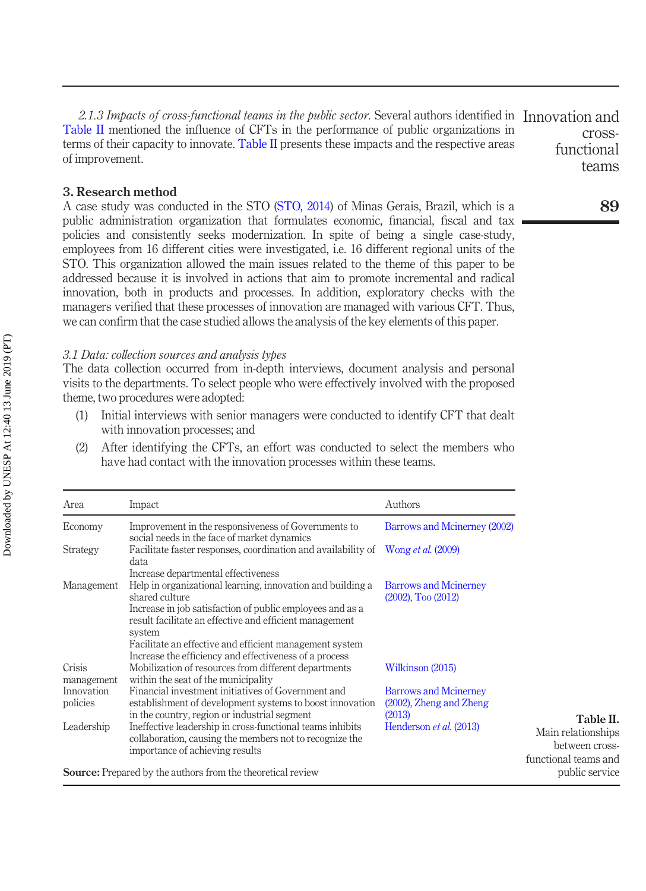*2.1.3 Impacts of cross-functional teams in the public sector.* Several authors identified in Table II mentioned the influence of CFTs in the performance of public organizations in terms of their capacity to innovate. Table II presents these impacts and the respective areas of improvement.

## 3. Research method

A case study was conducted in the STO (STO, 2014) of Minas Gerais, Brazil, which is a public administration organization that formulates economic, financial, fiscal and tax policies and consistently seeks modernization. In spite of being a single case-study, employees from 16 different cities were investigated, i.e. 16 different regional units of the STO. This organization allowed the main issues related to the theme of this paper to be addressed because it is involved in actions that aim to promote incremental and radical innovation, both in products and processes. In addition, exploratory checks with the managers verified that these processes of innovation are managed with various CFT. Thus, we can confirm that the case studied allows the analysis of the key elements of this paper.

### *3.1 Data: collection sources and analysis types*

The data collection occurred from in-depth interviews, document analysis and personal visits to the departments. To select people who were effectively involved with the proposed theme, two procedures were adopted:

1. Initial interviews with senior managers were conducted to identify CFT that dealt with innovation processes; and
2. After identifying the CFTs, an effort was conducted to select the members who have had contact with the innovation processes within these teams.

**Table II.** Main relationships between cross-functional teams and public service

| Area | Impact | Authors |
|---|---|---|
| Economy | Improvement in the responsiveness of Governments to social needs in the face of market dynamics | Barrows and Mcinerney (2002) |
| Strategy | Facilitate faster responses, coordination and availability of data<br>Increase departmental effectiveness | Wong *et al.* (2009) |
| Management | Help in organizational learning, innovation and building a shared culture<br>Increase in job satisfaction of public employees and as a result facilitate an effective and efficient management system<br>Facilitate an effective and efficient management system<br>Increase the efficiency and effectiveness of a process | Barrows and Mcinerney (2002), Too (2012) |
| Crisis management | Mobilization of resources from different departments within the seat of the municipality | Wilkinson (2015) |
| Innovation policies | Financial investment initiatives of Government and establishment of development systems to boost innovation in the country, region or industrial segment | Barrows and Mcinerney (2002), Zheng and Zheng (2013) |
| Leadership | Ineffective leadership in cross-functional teams inhibits collaboration, causing the members not to recognize the importance of achieving results | Henderson *et al.* (2013) |

**Source:** Prepared by the authors from the theoretical review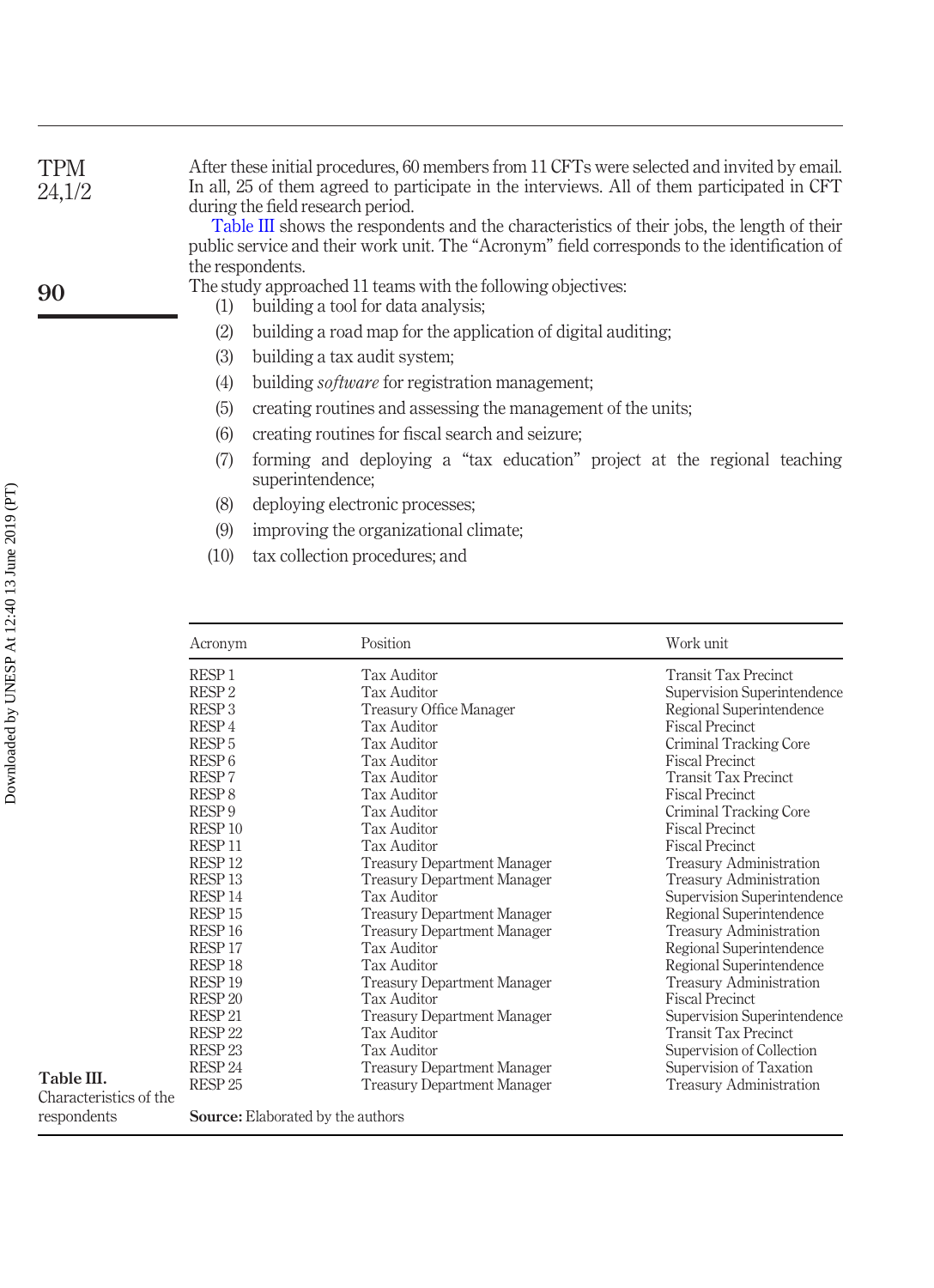After these initial procedures, 60 members from 11 CFTs were selected and invited by email. In all, 25 of them agreed to participate in the interviews. All of them participated in CFT during the field research period.

Table III shows the respondents and the characteristics of their jobs, the length of their public service and their work unit. The "Acronym" field corresponds to the identification of the respondents.

The study approached 11 teams with the following objectives:

1. building a tool for data analysis;
2. building a road map for the application of digital auditing;
3. building a tax audit system;
4. building *software* for registration management;
5. creating routines and assessing the management of the units;
6. creating routines for fiscal search and seizure;
7. forming and deploying a "tax education" project at the regional teaching superintendence;
8. deploying electronic processes;
9. improving the organizational climate;
10. tax collection procedures; and

| Acronym | Position | Work unit |
|---|---|---|
| RESP 1 | Tax Auditor | Transit Tax Precinct |
| RESP 2 | Tax Auditor | Supervision Superintendence |
| RESP 3 | Treasury Office Manager | Regional Superintendence |
| RESP 4 | Tax Auditor | Fiscal Precinct |
| RESP 5 | Tax Auditor | Criminal Tracking Core |
| RESP 6 | Tax Auditor | Fiscal Precinct |
| RESP 7 | Tax Auditor | Transit Tax Precinct |
| RESP 8 | Tax Auditor | Fiscal Precinct |
| RESP 9 | Tax Auditor | Criminal Tracking Core |
| RESP 10 | Tax Auditor | Fiscal Precinct |
| RESP 11 | Tax Auditor | Fiscal Precinct |
| RESP 12 | Treasury Department Manager | Treasury Administration |
| RESP 13 | Treasury Department Manager | Treasury Administration |
| RESP 14 | Tax Auditor | Supervision Superintendence |
| RESP 15 | Treasury Department Manager | Regional Superintendence |
| RESP 16 | Treasury Department Manager | Treasury Administration |
| RESP 17 | Tax Auditor | Regional Superintendence |
| RESP 18 | Tax Auditor | Regional Superintendence |
| RESP 19 | Treasury Department Manager | Treasury Administration |
| RESP 20 | Tax Auditor | Fiscal Precinct |
| RESP 21 | Treasury Department Manager | Supervision Superintendence |
| RESP 22 | Tax Auditor | Transit Tax Precinct |
| RESP 23 | Tax Auditor | Supervision of Collection |
| RESP 24 | Treasury Department Manager | Supervision of Taxation |
| RESP 25 | Treasury Department Manager | Treasury Administration |

**Source:** Elaborated by the authors

**Table III.** Characteristics of the respondents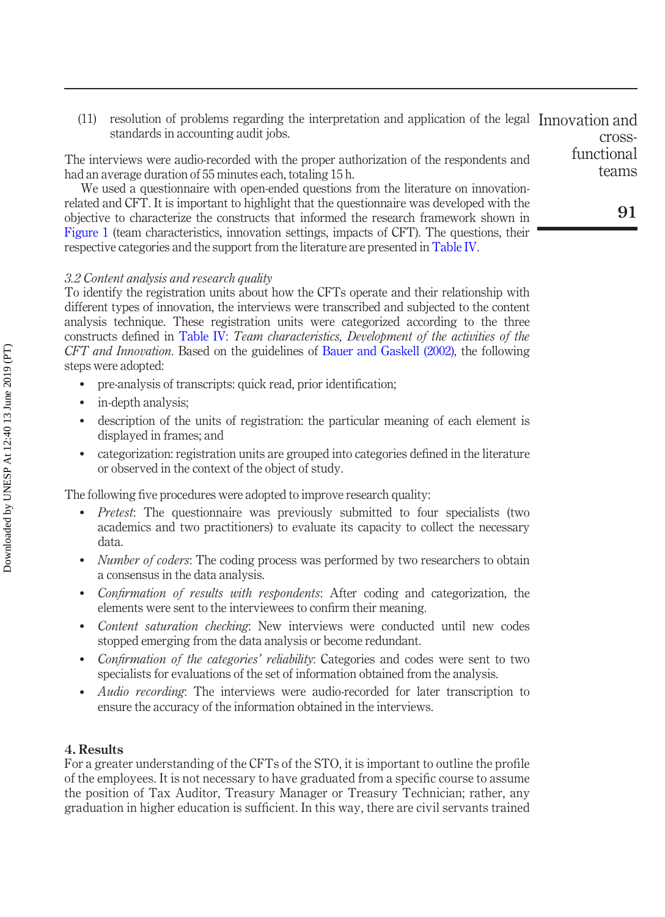(11) resolution of problems regarding the interpretation and application of the legal standards in accounting audit jobs.

The interviews were audio-recorded with the proper authorization of the respondents and had an average duration of 55 minutes each, totaling 15 h.

We used a questionnaire with open-ended questions from the literature on innovation-related and CFT. It is important to highlight that the questionnaire was developed with the objective to characterize the constructs that informed the research framework shown in Figure 1 (team characteristics, innovation settings, impacts of CFT). The questions, their respective categories and the support from the literature are presented in Table IV.

### *3.2 Content analysis and research quality*

To identify the registration units about how the CFTs operate and their relationship with different types of innovation, the interviews were transcribed and subjected to the content analysis technique. These registration units were categorized according to the three constructs defined in Table IV: *Team characteristics, Development of the activities of the CFT and Innovation*. Based on the guidelines of Bauer and Gaskell (2002), the following steps were adopted:

- pre-analysis of transcripts: quick read, prior identification;
- in-depth analysis;
- description of the units of registration: the particular meaning of each element is displayed in frames; and
- categorization: registration units are grouped into categories defined in the literature or observed in the context of the object of study.

The following five procedures were adopted to improve research quality:

- *Pretest*: The questionnaire was previously submitted to four specialists (two academics and two practitioners) to evaluate its capacity to collect the necessary data.
- *Number of coders*: The coding process was performed by two researchers to obtain a consensus in the data analysis.
- *Confirmation of results with respondents*: After coding and categorization, the elements were sent to the interviewees to confirm their meaning.
- *Content saturation checking*: New interviews were conducted until new codes stopped emerging from the data analysis or become redundant.
- *Confirmation of the categories' reliability*: Categories and codes were sent to two specialists for evaluations of the set of information obtained from the analysis.
- *Audio recording*: The interviews were audio-recorded for later transcription to ensure the accuracy of the information obtained in the interviews.

## 4. Results

For a greater understanding of the CFTs of the STO, it is important to outline the profile of the employees. It is not necessary to have graduated from a specific course to assume the position of Tax Auditor, Treasury Manager or Treasury Technician; rather, any graduation in higher education is sufficient. In this way, there are civil servants trained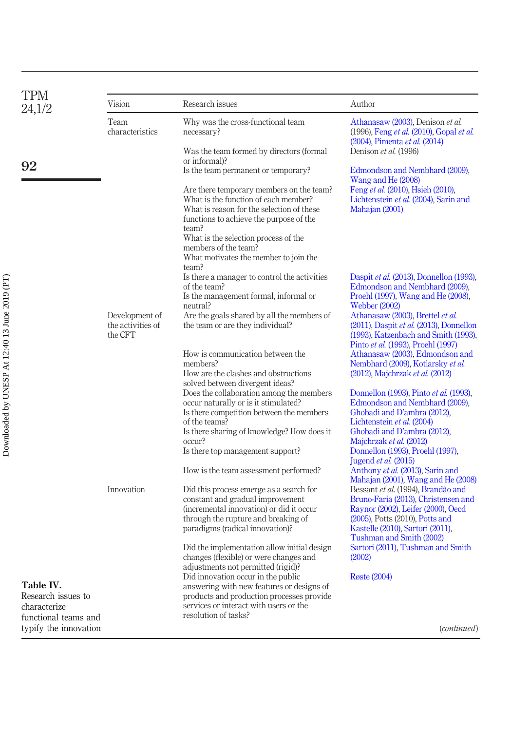**Table IV.** Research issues to characterize functional teams and typify the innovation

| Vision | Research issues | Author |
|---|---|---|
| Team characteristics | Why was the cross-functional team necessary? | Athanasaw (2003), Denison *et al.* (1996), Feng *et al.* (2010), Gopal *et al.* (2004), Pimenta *et al.* (2014) |
| | Was the team formed by directors (formal or informal)? | Denison *et al.* (1996) |
| | Is the team permanent or temporary? | Edmondson and Nembhard (2009), Wang and He (2008) |
| | Are there temporary members on the team? What is the function of each member? What is reason for the selection of these functions to achieve the purpose of the team? What is the selection process of the members of the team? What motivates the member to join the team? | Feng *et al.* (2010), Hsieh (2010), Lichtenstein *et al.* (2004), Sarin and Mahajan (2001) |
| | Is there a manager to control the activities of the team? Is the management formal, informal or neutral? | Daspit *et al.* (2013), Donnellon (1993), Edmondson and Nembhard (2009), Proehl (1997), Wang and He (2008), Webber (2002) |
| Development of the activities of the CFT | Are the goals shared by all the members of the team or are they individual? | Athanasaw (2003), Brettel *et al.* (2011), Daspit *et al.* (2013), Donnellon (1993), Katzenbach and Smith (1993), Pinto *et al.* (1993), Proehl (1997) |
| | How is communication between the members? How are the clashes and obstructions solved between divergent ideas? | Athanasaw (2003), Edmondson and Nembhard (2009), Kotlarsky *et al.* (2012), Majchrzak *et al.* (2012) |
| | Does the collaboration among the members occur naturally or is it stimulated? | Donnellon (1993), Pinto *et al.* (1993), Edmondson and Nembhard (2009), |
| | Is there competition between the members of the teams? | Ghobadi and D'ambra (2012), Lichtenstein *et al.* (2004) |
| | Is there sharing of knowledge? How does it occur? | Ghobadi and D'ambra (2012), Majchrzak *et al.* (2012) |
| | Is there top management support? | Donnellon (1993), Proehl (1997), Jugend *et al.* (2015) |
| | How is the team assessment performed? | Anthony *et al.* (2013), Sarin and Mahajan (2001), Wang and He (2008) |
| Innovation | Did this process emerge as a search for constant and gradual improvement (incremental innovation) or did it occur through the rupture and breaking of paradigms (radical innovation)? | Bessant *et al.* (1994), Brandão and Bruno-Faria (2013), Christensen and Raynor (2002), Leifer (2000), Oecd (2005), Potts (2010), Potts and Kastelle (2010), Sartori (2011), Tushman and Smith (2002) |
| | Did the implementation allow initial design changes (flexible) or were changes and adjustments not permitted (rigid)? | Sartori (2011), Tushman and Smith (2002) |
| | Did innovation occur in the public answering with new features or designs of products and production processes provide services or interact with users or the resolution of tasks? | Røste (2004) |

(*continued*)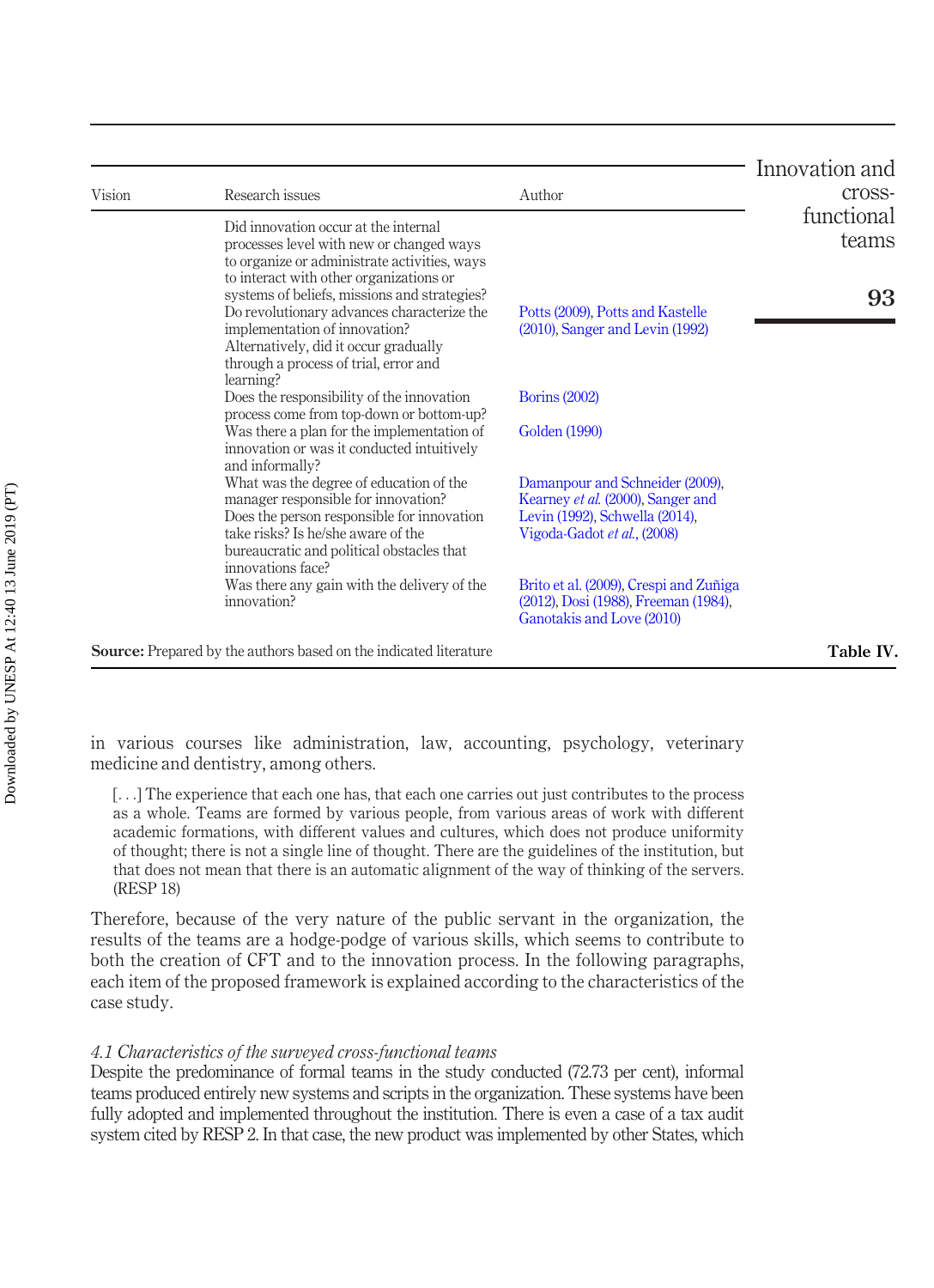| Vision | Research issues | Author |
|---|---|---|
| | Did innovation occur at the internal processes level with new or changed ways to organize or administrate activities, ways to interact with other organizations or systems of beliefs, missions and strategies? | |
| | Do revolutionary advances characterize the implementation of innovation? Alternatively, did it occur gradually through a process of trial, error and learning? | Potts (2009), Potts and Kastelle (2010), Sanger and Levin (1992) |
| | Does the responsibility of the innovation process come from top-down or bottom-up? | Borins (2002) |
| | Was there a plan for the implementation of innovation or was it conducted intuitively and informally? | Golden (1990) |
| | What was the degree of education of the manager responsible for innovation? Does the person responsible for innovation take risks? Is he/she aware of the bureaucratic and political obstacles that innovations face? | Damanpour and Schneider (2009), Kearney *et al.* (2000), Sanger and Levin (1992), Schwella (2014), Vigoda-Gadot *et al.*, (2008) |
| | Was there any gain with the delivery of the innovation? | Brito et al. (2009), Crespi and Zuñiga (2012), Dosi (1988), Freeman (1984), Ganotakis and Love (2010) |

**Source:** Prepared by the authors based on the indicated literature

**Table IV.**

in various courses like administration, law, accounting, psychology, veterinary medicine and dentistry, among others.

> [. . .] The experience that each one has, that each one carries out just contributes to the process as a whole. Teams are formed by various people, from various areas of work with different academic formations, with different values and cultures, which does not produce uniformity of thought; there is not a single line of thought. There are the guidelines of the institution, but that does not mean that there is an automatic alignment of the way of thinking of the servers. (RESP 18)

Therefore, because of the very nature of the public servant in the organization, the results of the teams are a hodge-podge of various skills, which seems to contribute to both the creation of CFT and to the innovation process. In the following paragraphs, each item of the proposed framework is explained according to the characteristics of the case study.

### *4.1 Characteristics of the surveyed cross-functional teams*

Despite the predominance of formal teams in the study conducted (72.73 per cent), informal teams produced entirely new systems and scripts in the organization. These systems have been fully adopted and implemented throughout the institution. There is even a case of a tax audit system cited by RESP 2. In that case, the new product was implemented by other States, which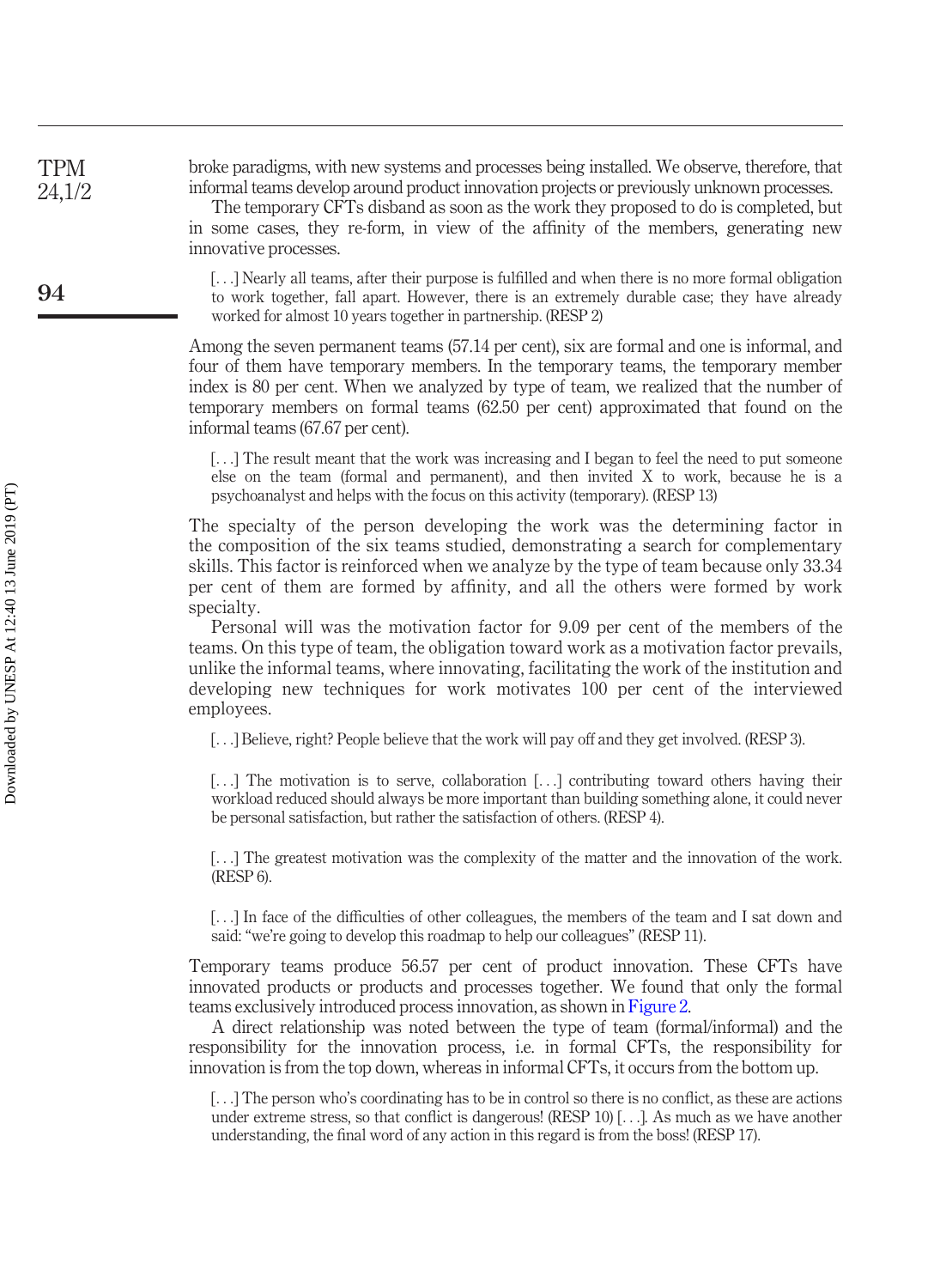broke paradigms, with new systems and processes being installed. We observe, therefore, that informal teams develop around product innovation projects or previously unknown processes.

The temporary CFTs disband as soon as the work they proposed to do is completed, but in some cases, they re-form, in view of the affinity of the members, generating new innovative processes.

> [. . .] Nearly all teams, after their purpose is fulfilled and when there is no more formal obligation to work together, fall apart. However, there is an extremely durable case; they have already worked for almost 10 years together in partnership. (RESP 2)

Among the seven permanent teams (57.14 per cent), six are formal and one is informal, and four of them have temporary members. In the temporary teams, the temporary member index is 80 per cent. When we analyzed by type of team, we realized that the number of temporary members on formal teams (62.50 per cent) approximated that found on the informal teams (67.67 per cent).

> [. . .] The result meant that the work was increasing and I began to feel the need to put someone else on the team (formal and permanent), and then invited X to work, because he is a psychoanalyst and helps with the focus on this activity (temporary). (RESP 13)

The specialty of the person developing the work was the determining factor in the composition of the six teams studied, demonstrating a search for complementary skills. This factor is reinforced when we analyze by the type of team because only 33.34 per cent of them are formed by affinity, and all the others were formed by work specialty.

Personal will was the motivation factor for 9.09 per cent of the members of the teams. On this type of team, the obligation toward work as a motivation factor prevails, unlike the informal teams, where innovating, facilitating the work of the institution and developing new techniques for work motivates 100 per cent of the interviewed employees.

> [. . .] Believe, right? People believe that the work will pay off and they get involved. (RESP 3).

> [. . .] The motivation is to serve, collaboration [. . .] contributing toward others having their workload reduced should always be more important than building something alone, it could never be personal satisfaction, but rather the satisfaction of others. (RESP 4).

> [. . .] The greatest motivation was the complexity of the matter and the innovation of the work. (RESP 6).

> [. . .] In face of the difficulties of other colleagues, the members of the team and I sat down and said: "we're going to develop this roadmap to help our colleagues" (RESP 11).

Temporary teams produce 56.57 per cent of product innovation. These CFTs have innovated products or products and processes together. We found that only the formal teams exclusively introduced process innovation, as shown in Figure 2.

A direct relationship was noted between the type of team (formal/informal) and the responsibility for the innovation process, i.e. in formal CFTs, the responsibility for innovation is from the top down, whereas in informal CFTs, it occurs from the bottom up.

> [. . .] The person who's coordinating has to be in control so there is no conflict, as these are actions under extreme stress, so that conflict is dangerous! (RESP 10) [. . .]. As much as we have another understanding, the final word of any action in this regard is from the boss! (RESP 17).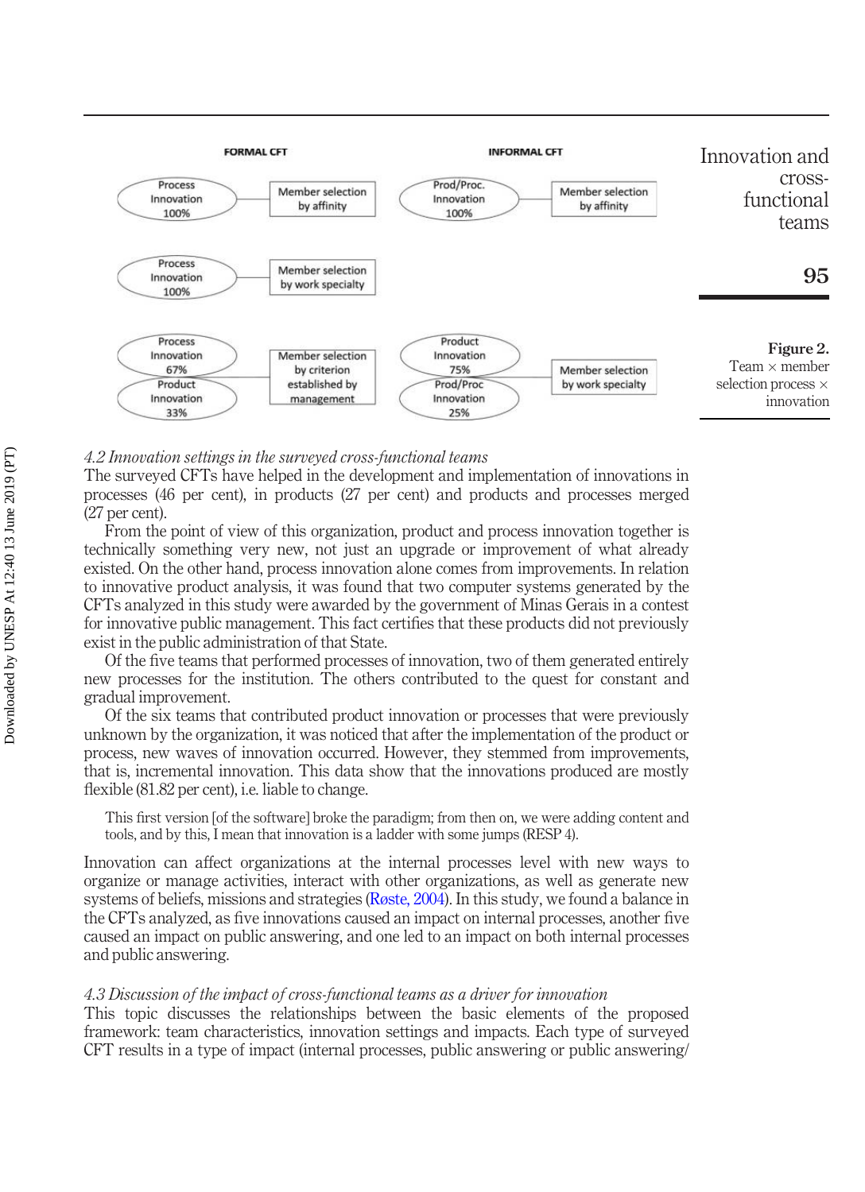FORMAL CFT

| Innovation | Member selection |
| --- | --- |
| Process Innovation 100% | Member selection by affinity |
| Process Innovation 100% | Member selection by work specialty |
| Process Innovation 67%; Product Innovation 33% | Member selection by criterion established by management |

INFORMAL CFT

| Innovation | Member selection |
| --- | --- |
| Prod/Proc. Innovation 100% | Member selection by affinity |
| Product Innovation 75%; Prod/Proc Innovation 25% | Member selection by work specialty |

**Figure 2.** Team × member selection process × innovation

### *4.2 Innovation settings in the surveyed cross-functional teams*

The surveyed CFTs have helped in the development and implementation of innovations in processes (46 per cent), in products (27 per cent) and products and processes merged (27 per cent).

From the point of view of this organization, product and process innovation together is technically something very new, not just an upgrade or improvement of what already existed. On the other hand, process innovation alone comes from improvements. In relation to innovative product analysis, it was found that two computer systems generated by the CFTs analyzed in this study were awarded by the government of Minas Gerais in a contest for innovative public management. This fact certifies that these products did not previously exist in the public administration of that State.

Of the five teams that performed processes of innovation, two of them generated entirely new processes for the institution. The others contributed to the quest for constant and gradual improvement.

Of the six teams that contributed product innovation or processes that were previously unknown by the organization, it was noticed that after the implementation of the product or process, new waves of innovation occurred. However, they stemmed from improvements, that is, incremental innovation. This data show that the innovations produced are mostly flexible (81.82 per cent), i.e. liable to change.

> This first version [of the software] broke the paradigm; from then on, we were adding content and tools, and by this, I mean that innovation is a ladder with some jumps (RESP 4).

Innovation can affect organizations at the internal processes level with new ways to organize or manage activities, interact with other organizations, as well as generate new systems of beliefs, missions and strategies (Røste, 2004). In this study, we found a balance in the CFTs analyzed, as five innovations caused an impact on internal processes, another five caused an impact on public answering, and one led to an impact on both internal processes and public answering.

### *4.3 Discussion of the impact of cross-functional teams as a driver for innovation*

This topic discusses the relationships between the basic elements of the proposed framework: team characteristics, innovation settings and impacts. Each type of surveyed CFT results in a type of impact (internal processes, public answering or public answering/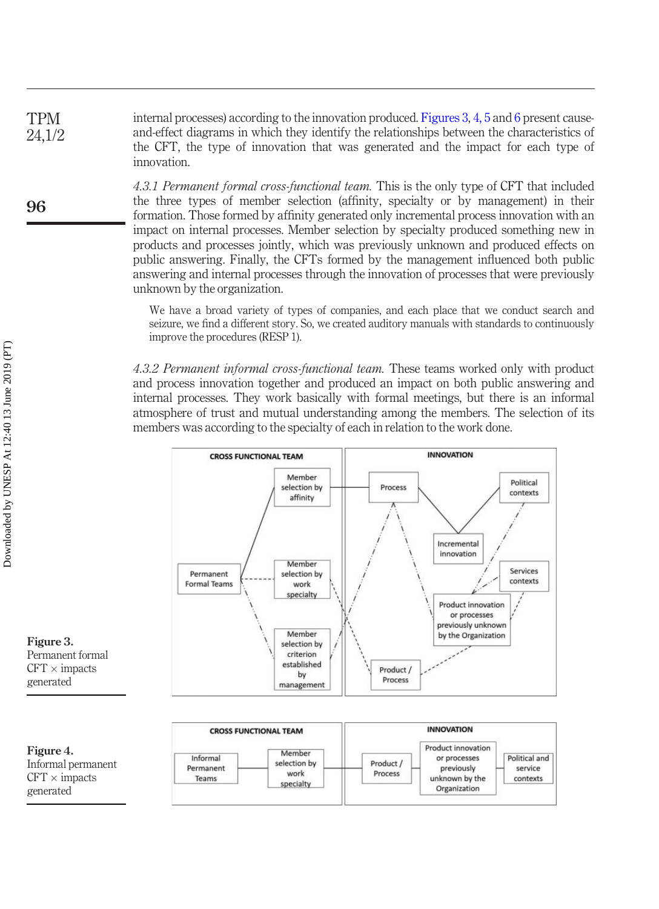internal processes) according to the innovation produced. Figures 3, 4, 5 and 6 present cause-and-effect diagrams in which they identify the relationships between the characteristics of the CFT, the type of innovation that was generated and the impact for each type of innovation.

*4.3.1 Permanent formal cross-functional team.* This is the only type of CFT that included the three types of member selection (affinity, specialty or by management) in their formation. Those formed by affinity generated only incremental process innovation with an impact on internal processes. Member selection by specialty produced something new in products and processes jointly, which was previously unknown and produced effects on public answering. Finally, the CFTs formed by the management influenced both public answering and internal processes through the innovation of processes that were previously unknown by the organization.

> We have a broad variety of types of companies, and each place that we conduct search and seizure, we find a different story. So, we created auditory manuals with standards to continuously improve the procedures (RESP 1).

*4.3.2 Permanent informal cross-functional team.* These teams worked only with product and process innovation together and produced an impact on both public answering and internal processes. They work basically with formal meetings, but there is an informal atmosphere of trust and mutual understanding among the members. The selection of its members was according to the specialty of each in relation to the work done.

**Figure 3.**
Permanent formal CFT × impacts generated

**Figure 4.**
Informal permanent CFT × impacts generated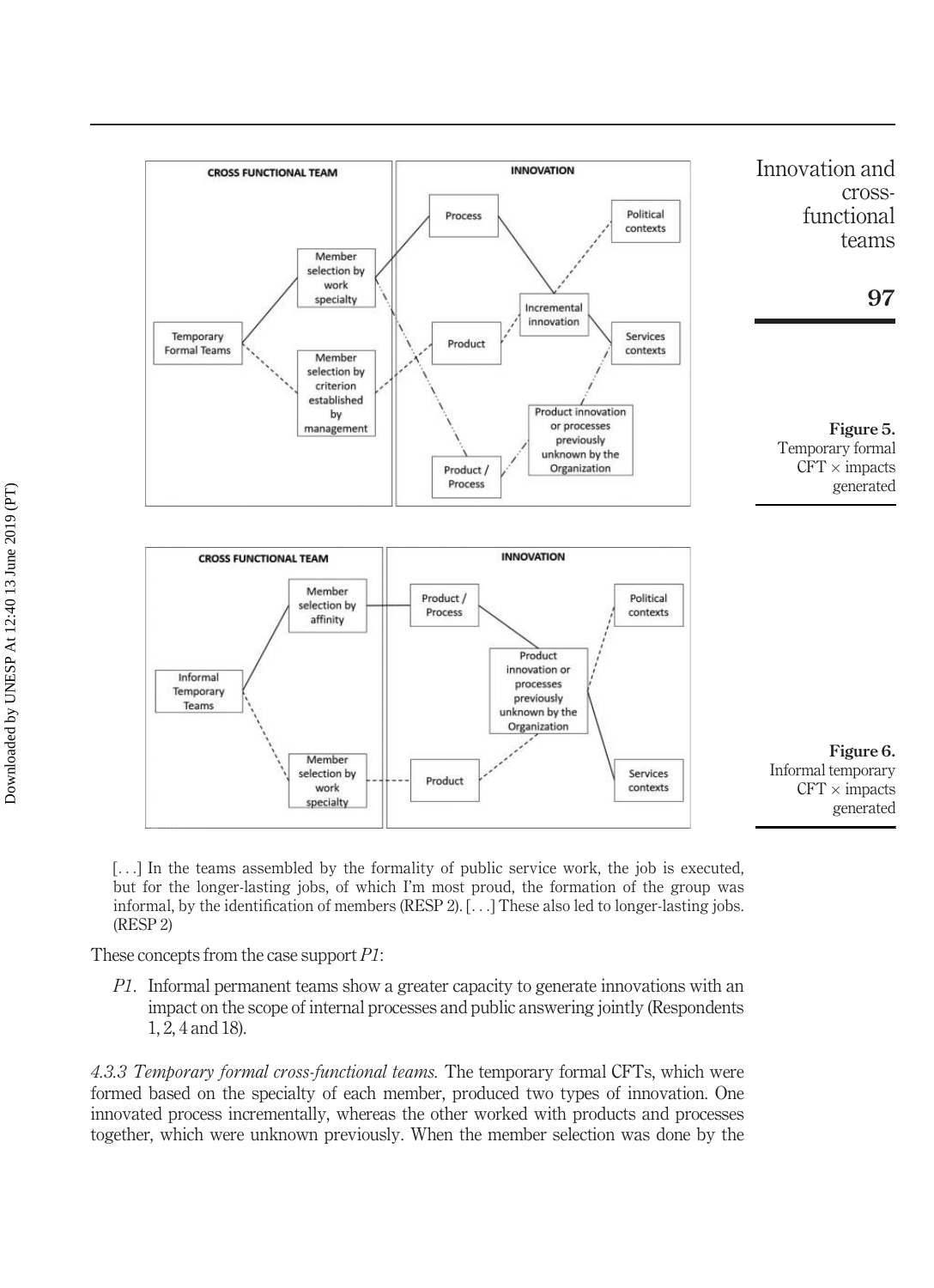Figure 5.
Temporary formal CFT × impacts generated

Figure 6.
Informal temporary CFT × impacts generated

[. . .] In the teams assembled by the formality of public service work, the job is executed, but for the longer-lasting jobs, of which I'm most proud, the formation of the group was informal, by the identification of members (RESP 2). [. . .] These also led to longer-lasting jobs. (RESP 2)

These concepts from the case support *P1*:

*P1*. Informal permanent teams show a greater capacity to generate innovations with an impact on the scope of internal processes and public answering jointly (Respondents 1, 2, 4 and 18).

*4.3.3 Temporary formal cross-functional teams.* The temporary formal CFTs, which were formed based on the specialty of each member, produced two types of innovation. One innovated process incrementally, whereas the other worked with products and processes together, which were unknown previously. When the member selection was done by the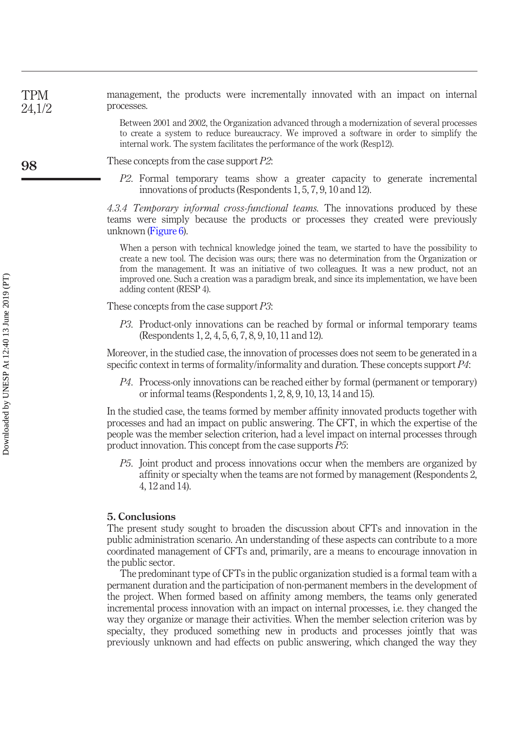management, the products were incrementally innovated with an impact on internal processes.

> Between 2001 and 2002, the Organization advanced through a modernization of several processes to create a system to reduce bureaucracy. We improved a software in order to simplify the internal work. The system facilitates the performance of the work (Resp12).

These concepts from the case support *P2*:

> *P2*. Formal temporary teams show a greater capacity to generate incremental innovations of products (Respondents 1, 5, 7, 9, 10 and 12).

*4.3.4 Temporary informal cross-functional teams.* The innovations produced by these teams were simply because the products or processes they created were previously unknown (Figure 6).

> When a person with technical knowledge joined the team, we started to have the possibility to create a new tool. The decision was ours; there was no determination from the Organization or from the management. It was an initiative of two colleagues. It was a new product, not an improved one. Such a creation was a paradigm break, and since its implementation, we have been adding content (RESP 4).

These concepts from the case support *P3*:

> *P3*. Product-only innovations can be reached by formal or informal temporary teams (Respondents 1, 2, 4, 5, 6, 7, 8, 9, 10, 11 and 12).

Moreover, in the studied case, the innovation of processes does not seem to be generated in a specific context in terms of formality/informality and duration. These concepts support *P4*:

> *P4*. Process-only innovations can be reached either by formal (permanent or temporary) or informal teams (Respondents 1, 2, 8, 9, 10, 13, 14 and 15).

In the studied case, the teams formed by member affinity innovated products together with processes and had an impact on public answering. The CFT, in which the expertise of the people was the member selection criterion, had a level impact on internal processes through product innovation. This concept from the case supports *P5*:

> *P5*. Joint product and process innovations occur when the members are organized by affinity or specialty when the teams are not formed by management (Respondents 2, 4, 12 and 14).

## 5. Conclusions

The present study sought to broaden the discussion about CFTs and innovation in the public administration scenario. An understanding of these aspects can contribute to a more coordinated management of CFTs and, primarily, are a means to encourage innovation in the public sector.

The predominant type of CFTs in the public organization studied is a formal team with a permanent duration and the participation of non-permanent members in the development of the project. When formed based on affinity among members, the teams only generated incremental process innovation with an impact on internal processes, i.e. they changed the way they organize or manage their activities. When the member selection criterion was by specialty, they produced something new in products and processes jointly that was previously unknown and had effects on public answering, which changed the way they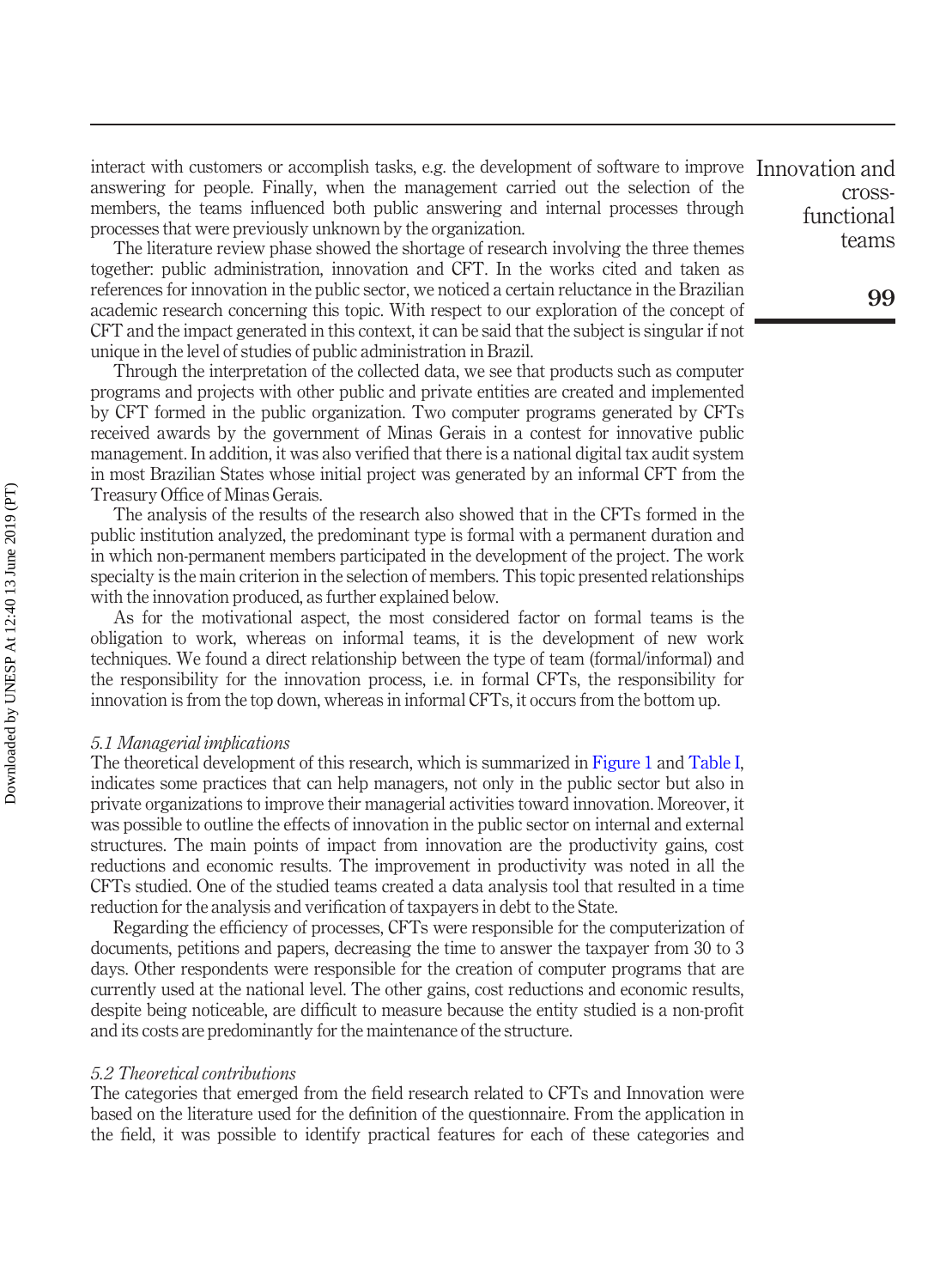interact with customers or accomplish tasks, e.g. the development of software to improve answering for people. Finally, when the management carried out the selection of the members, the teams influenced both public answering and internal processes through processes that were previously unknown by the organization.

The literature review phase showed the shortage of research involving the three themes together: public administration, innovation and CFT. In the works cited and taken as references for innovation in the public sector, we noticed a certain reluctance in the Brazilian academic research concerning this topic. With respect to our exploration of the concept of CFT and the impact generated in this context, it can be said that the subject is singular if not unique in the level of studies of public administration in Brazil.

Through the interpretation of the collected data, we see that products such as computer programs and projects with other public and private entities are created and implemented by CFT formed in the public organization. Two computer programs generated by CFTs received awards by the government of Minas Gerais in a contest for innovative public management. In addition, it was also verified that there is a national digital tax audit system in most Brazilian States whose initial project was generated by an informal CFT from the Treasury Office of Minas Gerais.

The analysis of the results of the research also showed that in the CFTs formed in the public institution analyzed, the predominant type is formal with a permanent duration and in which non-permanent members participated in the development of the project. The work specialty is the main criterion in the selection of members. This topic presented relationships with the innovation produced, as further explained below.

As for the motivational aspect, the most considered factor on formal teams is the obligation to work, whereas on informal teams, it is the development of new work techniques. We found a direct relationship between the type of team (formal/informal) and the responsibility for the innovation process, i.e. in formal CFTs, the responsibility for innovation is from the top down, whereas in informal CFTs, it occurs from the bottom up.

### *5.1 Managerial implications*

The theoretical development of this research, which is summarized in Figure 1 and Table I, indicates some practices that can help managers, not only in the public sector but also in private organizations to improve their managerial activities toward innovation. Moreover, it was possible to outline the effects of innovation in the public sector on internal and external structures. The main points of impact from innovation are the productivity gains, cost reductions and economic results. The improvement in productivity was noted in all the CFTs studied. One of the studied teams created a data analysis tool that resulted in a time reduction for the analysis and verification of taxpayers in debt to the State.

Regarding the efficiency of processes, CFTs were responsible for the computerization of documents, petitions and papers, decreasing the time to answer the taxpayer from 30 to 3 days. Other respondents were responsible for the creation of computer programs that are currently used at the national level. The other gains, cost reductions and economic results, despite being noticeable, are difficult to measure because the entity studied is a non-profit and its costs are predominantly for the maintenance of the structure.

### *5.2 Theoretical contributions*

The categories that emerged from the field research related to CFTs and Innovation were based on the literature used for the definition of the questionnaire. From the application in the field, it was possible to identify practical features for each of these categories and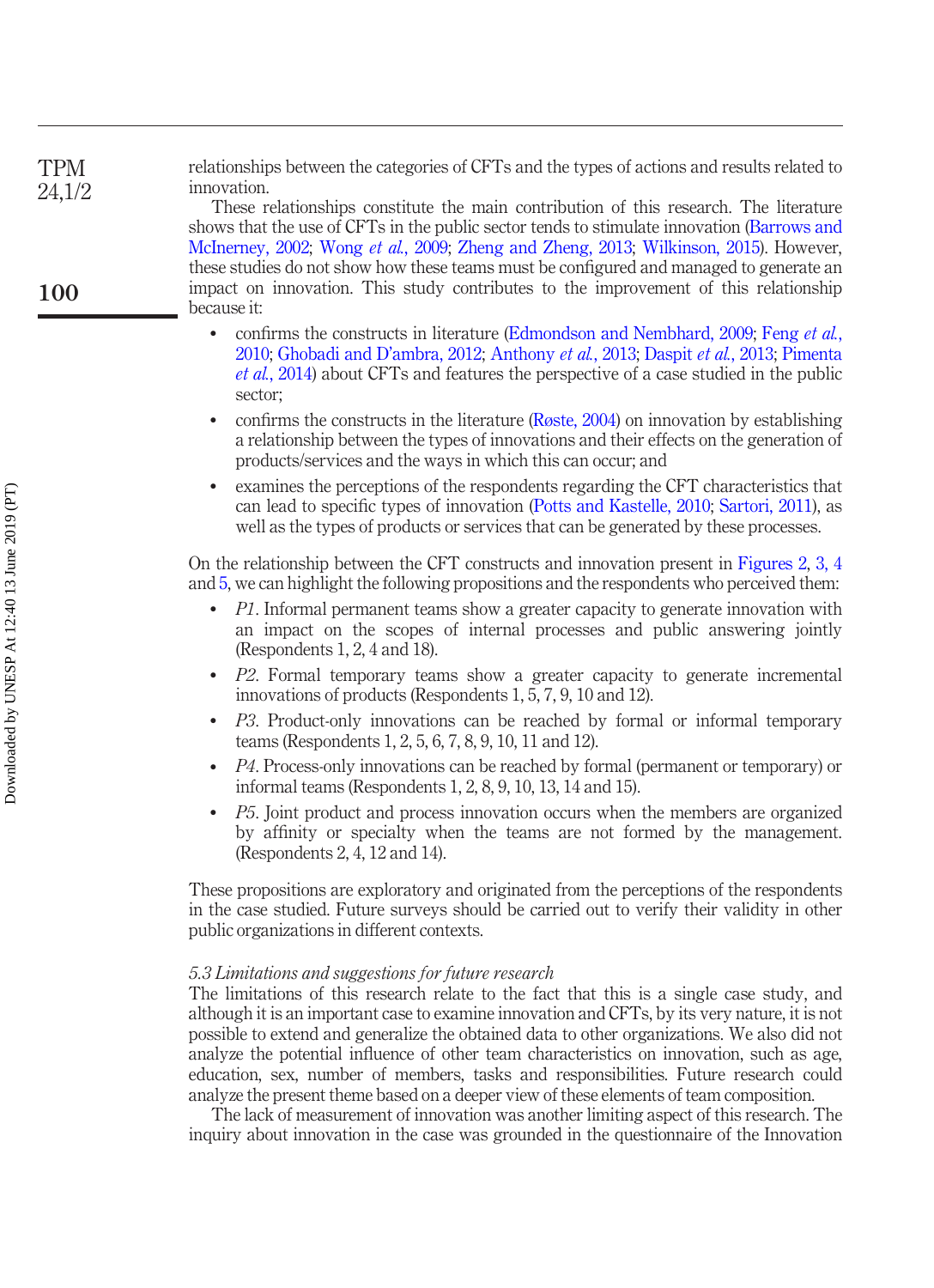relationships between the categories of CFTs and the types of actions and results related to innovation.

These relationships constitute the main contribution of this research. The literature shows that the use of CFTs in the public sector tends to stimulate innovation (Barrows and McInerney, 2002; Wong *et al.*, 2009; Zheng and Zheng, 2013; Wilkinson, 2015). However, these studies do not show how these teams must be configured and managed to generate an impact on innovation. This study contributes to the improvement of this relationship because it:

- confirms the constructs in literature (Edmondson and Nembhard, 2009; Feng *et al.*, 2010; Ghobadi and D'ambra, 2012; Anthony *et al.*, 2013; Daspit *et al.*, 2013; Pimenta *et al.*, 2014) about CFTs and features the perspective of a case studied in the public sector;
- confirms the constructs in the literature (Røste, 2004) on innovation by establishing a relationship between the types of innovations and their effects on the generation of products/services and the ways in which this can occur; and
- examines the perceptions of the respondents regarding the CFT characteristics that can lead to specific types of innovation (Potts and Kastelle, 2010; Sartori, 2011), as well as the types of products or services that can be generated by these processes.

On the relationship between the CFT constructs and innovation present in Figures 2, 3, 4 and 5, we can highlight the following propositions and the respondents who perceived them:

- *P1*. Informal permanent teams show a greater capacity to generate innovation with an impact on the scopes of internal processes and public answering jointly (Respondents 1, 2, 4 and 18).
- *P2*. Formal temporary teams show a greater capacity to generate incremental innovations of products (Respondents 1, 5, 7, 9, 10 and 12).
- *P3*. Product-only innovations can be reached by formal or informal temporary teams (Respondents 1, 2, 5, 6, 7, 8, 9, 10, 11 and 12).
- *P4*. Process-only innovations can be reached by formal (permanent or temporary) or informal teams (Respondents 1, 2, 8, 9, 10, 13, 14 and 15).
- *P5*. Joint product and process innovation occurs when the members are organized by affinity or specialty when the teams are not formed by the management. (Respondents 2, 4, 12 and 14).

These propositions are exploratory and originated from the perceptions of the respondents in the case studied. Future surveys should be carried out to verify their validity in other public organizations in different contexts.

### *5.3 Limitations and suggestions for future research*

The limitations of this research relate to the fact that this is a single case study, and although it is an important case to examine innovation and CFTs, by its very nature, it is not possible to extend and generalize the obtained data to other organizations. We also did not analyze the potential influence of other team characteristics on innovation, such as age, education, sex, number of members, tasks and responsibilities. Future research could analyze the present theme based on a deeper view of these elements of team composition.

The lack of measurement of innovation was another limiting aspect of this research. The inquiry about innovation in the case was grounded in the questionnaire of the Innovation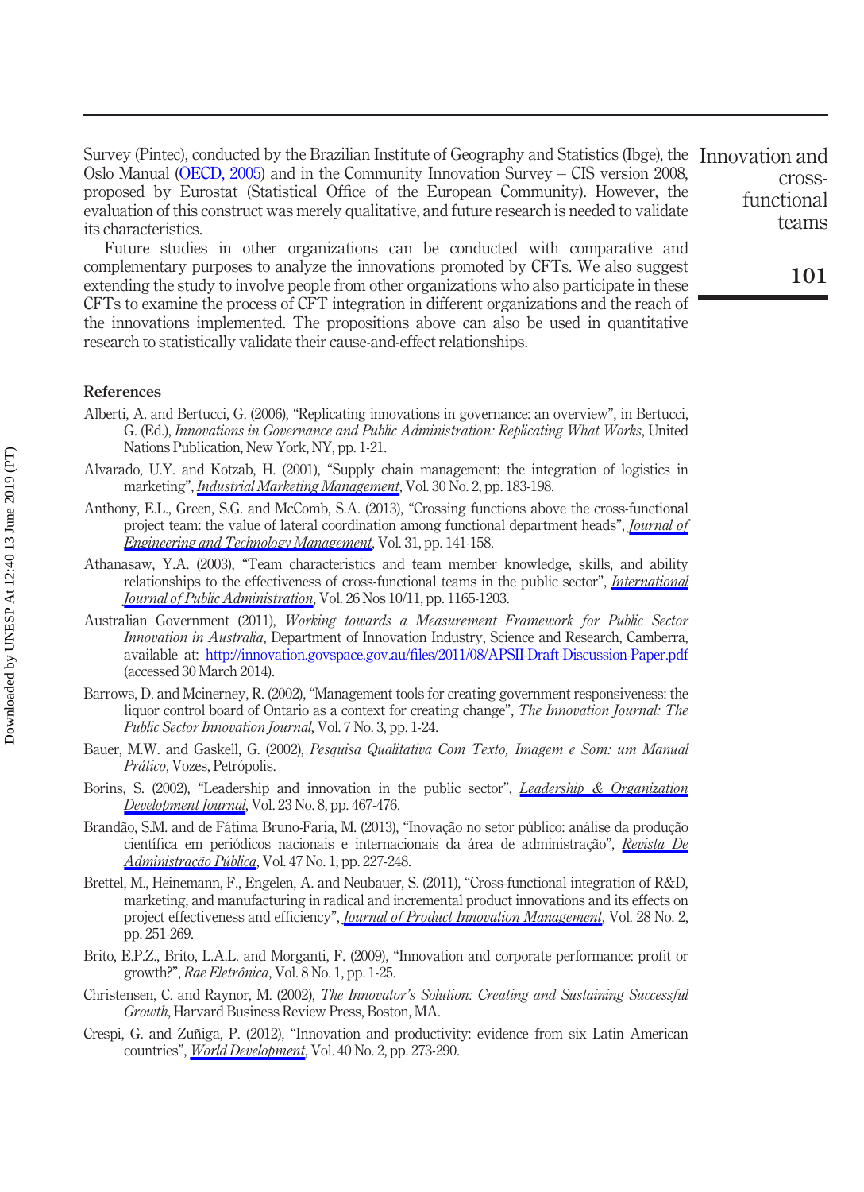Survey (Pintec), conducted by the Brazilian Institute of Geography and Statistics (Ibge), the Oslo Manual (OECD, 2005) and in the Community Innovation Survey – CIS version 2008, proposed by Eurostat (Statistical Office of the European Community). However, the evaluation of this construct was merely qualitative, and future research is needed to validate its characteristics.

Future studies in other organizations can be conducted with comparative and complementary purposes to analyze the innovations promoted by CFTs. We also suggest extending the study to involve people from other organizations who also participate in these CFTs to examine the process of CFT integration in different organizations and the reach of the innovations implemented. The propositions above can also be used in quantitative research to statistically validate their cause-and-effect relationships.

## References

Alberti, A. and Bertucci, G. (2006), "Replicating innovations in governance: an overview", in Bertucci, G. (Ed.), *Innovations in Governance and Public Administration: Replicating What Works*, United Nations Publication, New York, NY, pp. 1-21.

Alvarado, U.Y. and Kotzab, H. (2001), "Supply chain management: the integration of logistics in marketing", *Industrial Marketing Management*, Vol. 30 No. 2, pp. 183-198.

Anthony, E.L., Green, S.G. and McComb, S.A. (2013), "Crossing functions above the cross-functional project team: the value of lateral coordination among functional department heads", *Journal of Engineering and Technology Management*, Vol. 31, pp. 141-158.

Athanasaw, Y.A. (2003), "Team characteristics and team member knowledge, skills, and ability relationships to the effectiveness of cross-functional teams in the public sector", *International Journal of Public Administration*, Vol. 26 Nos 10/11, pp. 1165-1203.

Australian Government (2011), *Working towards a Measurement Framework for Public Sector Innovation in Australia*, Department of Innovation Industry, Science and Research, Camberra, available at: http://innovation.govspace.gov.au/files/2011/08/APSII-Draft-Discussion-Paper.pdf (accessed 30 March 2014).

Barrows, D. and Mcinerney, R. (2002), "Management tools for creating government responsiveness: the liquor control board of Ontario as a context for creating change", *The Innovation Journal: The Public Sector Innovation Journal*, Vol. 7 No. 3, pp. 1-24.

Bauer, M.W. and Gaskell, G. (2002), *Pesquisa Qualitativa Com Texto, Imagem e Som: um Manual Prático*, Vozes, Petrópolis.

Borins, S. (2002), "Leadership and innovation in the public sector", *Leadership & Organization Development Journal*, Vol. 23 No. 8, pp. 467-476.

Brandão, S.M. and de Fátima Bruno-Faria, M. (2013), "Inovação no setor público: análise da produção científica em periódicos nacionais e internacionais da área de administração", *Revista De Administração Pública*, Vol. 47 No. 1, pp. 227-248.

Brettel, M., Heinemann, F., Engelen, A. and Neubauer, S. (2011), "Cross-functional integration of R&D, marketing, and manufacturing in radical and incremental product innovations and its effects on project effectiveness and efficiency", *Journal of Product Innovation Management*, Vol. 28 No. 2, pp. 251-269.

Brito, E.P.Z., Brito, L.A.L. and Morganti, F. (2009), "Innovation and corporate performance: profit or growth?", *Rae Eletrônica*, Vol. 8 No. 1, pp. 1-25.

Christensen, C. and Raynor, M. (2002), *The Innovator's Solution: Creating and Sustaining Successful Growth*, Harvard Business Review Press, Boston, MA.

Crespi, G. and Zuñiga, P. (2012), "Innovation and productivity: evidence from six Latin American countries", *World Development*, Vol. 40 No. 2, pp. 273-290.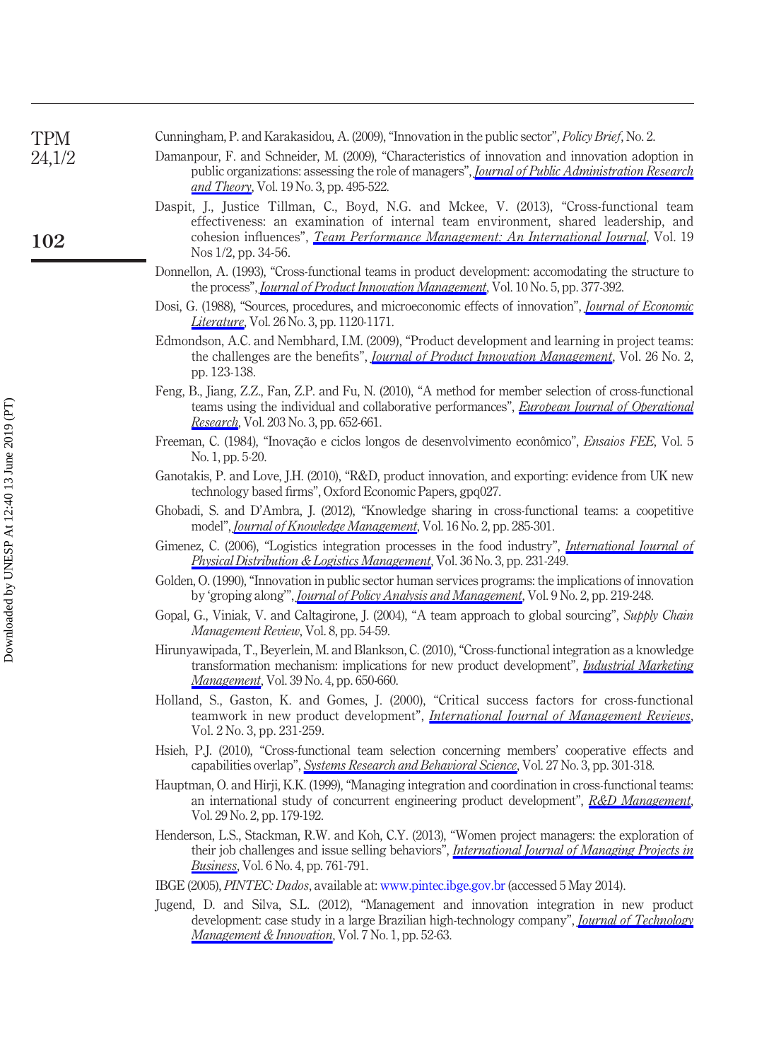Cunningham, P. and Karakasidou, A. (2009), "Innovation in the public sector", *Policy Brief*, No. 2.

Damanpour, F. and Schneider, M. (2009), "Characteristics of innovation and innovation adoption in public organizations: assessing the role of managers", *Journal of Public Administration Research and Theory*, Vol. 19 No. 3, pp. 495-522.

Daspit, J., Justice Tillman, C., Boyd, N.G. and Mckee, V. (2013), "Cross-functional team effectiveness: an examination of internal team environment, shared leadership, and cohesion influences", *Team Performance Management: An International Journal*, Vol. 19 Nos 1/2, pp. 34-56.

Donnellon, A. (1993), "Cross-functional teams in product development: accomodating the structure to the process", *Journal of Product Innovation Management*, Vol. 10 No. 5, pp. 377-392.

Dosi, G. (1988), "Sources, procedures, and microeconomic effects of innovation", *Journal of Economic Literature*, Vol. 26 No. 3, pp. 1120-1171.

Edmondson, A.C. and Nembhard, I.M. (2009), "Product development and learning in project teams: the challenges are the benefits", *Journal of Product Innovation Management*, Vol. 26 No. 2, pp. 123-138.

Feng, B., Jiang, Z.Z., Fan, Z.P. and Fu, N. (2010), "A method for member selection of cross-functional teams using the individual and collaborative performances", *European Journal of Operational Research*, Vol. 203 No. 3, pp. 652-661.

Freeman, C. (1984), "Inovação e ciclos longos de desenvolvimento econômico", *Ensaios FEE*, Vol. 5 No. 1, pp. 5-20.

Ganotakis, P. and Love, J.H. (2010), "R&D, product innovation, and exporting: evidence from UK new technology based firms", Oxford Economic Papers, gpq027.

Ghobadi, S. and D'Ambra, J. (2012), "Knowledge sharing in cross-functional teams: a coopetitive model", *Journal of Knowledge Management*, Vol. 16 No. 2, pp. 285-301.

Gimenez, C. (2006), "Logistics integration processes in the food industry", *International Journal of Physical Distribution & Logistics Management*, Vol. 36 No. 3, pp. 231-249.

Golden, O. (1990), "Innovation in public sector human services programs: the implications of innovation by 'groping along'", *Journal of Policy Analysis and Management*, Vol. 9 No. 2, pp. 219-248.

Gopal, G., Viniak, V. and Caltagirone, J. (2004), "A team approach to global sourcing", *Supply Chain Management Review*, Vol. 8, pp. 54-59.

Hirunyawipada, T., Beyerlein, M. and Blankson, C. (2010), "Cross-functional integration as a knowledge transformation mechanism: implications for new product development", *Industrial Marketing Management*, Vol. 39 No. 4, pp. 650-660.

Holland, S., Gaston, K. and Gomes, J. (2000), "Critical success factors for cross-functional teamwork in new product development", *International Journal of Management Reviews*, Vol. 2 No. 3, pp. 231-259.

Hsieh, P.J. (2010), "Cross-functional team selection concerning members' cooperative effects and capabilities overlap", *Systems Research and Behavioral Science*, Vol. 27 No. 3, pp. 301-318.

Hauptman, O. and Hirji, K.K. (1999), "Managing integration and coordination in cross-functional teams: an international study of concurrent engineering product development", *R&D Management*, Vol. 29 No. 2, pp. 179-192.

Henderson, L.S., Stackman, R.W. and Koh, C.Y. (2013), "Women project managers: the exploration of their job challenges and issue selling behaviors", *International Journal of Managing Projects in Business*, Vol. 6 No. 4, pp. 761-791.

IBGE (2005), *PINTEC: Dados*, available at: www.pintec.ibge.gov.br (accessed 5 May 2014).

Jugend, D. and Silva, S.L. (2012), "Management and innovation integration in new product development: case study in a large Brazilian high-technology company", *Journal of Technology Management & Innovation*, Vol. 7 No. 1, pp. 52-63.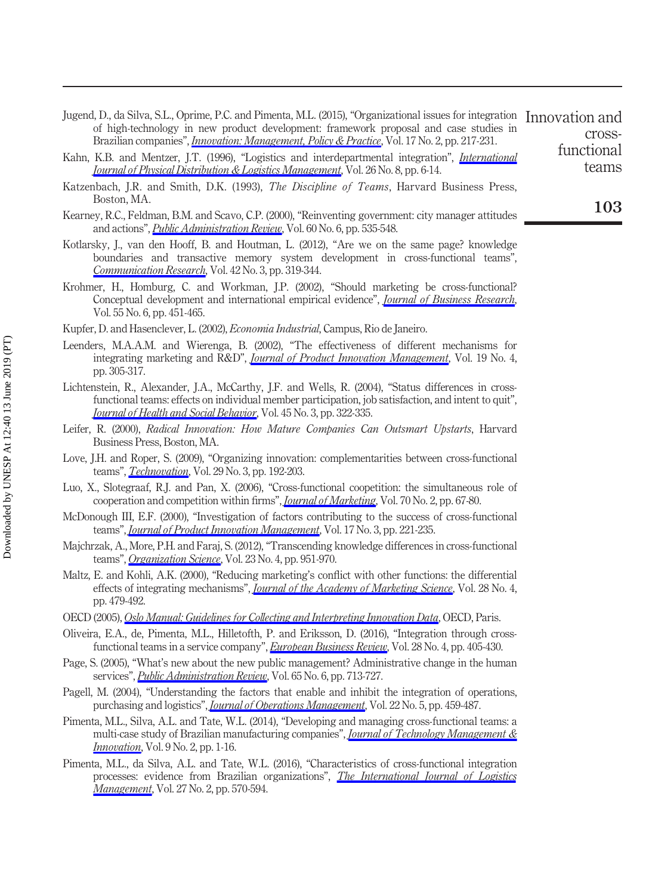Jugend, D., da Silva, S.L., Oprime, P.C. and Pimenta, M.L. (2015), "Organizational issues for integration of high-technology in new product development: framework proposal and case studies in Brazilian companies", *Innovation: Management, Policy & Practice*, Vol. 17 No. 2, pp. 217-231.

Kahn, K.B. and Mentzer, J.T. (1996), "Logistics and interdepartmental integration", *International Journal of Physical Distribution & Logistics Management*, Vol. 26 No. 8, pp. 6-14.

Katzenbach, J.R. and Smith, D.K. (1993), *The Discipline of Teams*, Harvard Business Press, Boston, MA.

Kearney, R.C., Feldman, B.M. and Scavo, C.P. (2000), "Reinventing government: city manager attitudes and actions", *Public Administration Review*, Vol. 60 No. 6, pp. 535-548.

Kotlarsky, J., van den Hooff, B. and Houtman, L. (2012), "Are we on the same page? knowledge boundaries and transactive memory system development in cross-functional teams", *Communication Research*, Vol. 42 No. 3, pp. 319-344.

Krohmer, H., Homburg, C. and Workman, J.P. (2002), "Should marketing be cross-functional? Conceptual development and international empirical evidence", *Journal of Business Research*, Vol. 55 No. 6, pp. 451-465.

Kupfer, D. and Hasenclever, L. (2002), *Economia Industrial*, Campus, Rio de Janeiro.

Leenders, M.A.A.M. and Wierenga, B. (2002), "The effectiveness of different mechanisms for integrating marketing and R&D", *Journal of Product Innovation Management*, Vol. 19 No. 4, pp. 305-317.

Lichtenstein, R., Alexander, J.A., McCarthy, J.F. and Wells, R. (2004), "Status differences in cross-functional teams: effects on individual member participation, job satisfaction, and intent to quit", *Journal of Health and Social Behavior*, Vol. 45 No. 3, pp. 322-335.

Leifer, R. (2000), *Radical Innovation: How Mature Companies Can Outsmart Upstarts*, Harvard Business Press, Boston, MA.

Love, J.H. and Roper, S. (2009), "Organizing innovation: complementarities between cross-functional teams", *Technovation*, Vol. 29 No. 3, pp. 192-203.

Luo, X., Slotegraaf, R.J. and Pan, X. (2006), "Cross-functional coopetition: the simultaneous role of cooperation and competition within firms", *Journal of Marketing*, Vol. 70 No. 2, pp. 67-80.

McDonough III, E.F. (2000), "Investigation of factors contributing to the success of cross-functional teams", *Journal of Product Innovation Management*, Vol. 17 No. 3, pp. 221-235.

Majchrzak, A., More, P.H. and Faraj, S. (2012), "Transcending knowledge differences in cross-functional teams", *Organization Science*, Vol. 23 No. 4, pp. 951-970.

Maltz, E. and Kohli, A.K. (2000), "Reducing marketing's conflict with other functions: the differential effects of integrating mechanisms", *Journal of the Academy of Marketing Science*, Vol. 28 No. 4, pp. 479-492.

OECD (2005), *Oslo Manual: Guidelines for Collecting and Interpreting Innovation Data*, OECD, Paris.

Oliveira, E.A., de, Pimenta, M.L., Hilletofth, P. and Eriksson, D. (2016), "Integration through cross-functional teams in a service company", *European Business Review*, Vol. 28 No. 4, pp. 405-430.

Page, S. (2005), "What's new about the new public management? Administrative change in the human services", *Public Administration Review*, Vol. 65 No. 6, pp. 713-727.

Pagell, M. (2004), "Understanding the factors that enable and inhibit the integration of operations, purchasing and logistics", *Journal of Operations Management*, Vol. 22 No. 5, pp. 459-487.

Pimenta, M.L., Silva, A.L. and Tate, W.L. (2014), "Developing and managing cross-functional teams: a multi-case study of Brazilian manufacturing companies", *Journal of Technology Management & Innovation*, Vol. 9 No. 2, pp. 1-16.

Pimenta, M.L., da Silva, A.L. and Tate, W.L. (2016), "Characteristics of cross-functional integration processes: evidence from Brazilian organizations", *The International Journal of Logistics Management*, Vol. 27 No. 2, pp. 570-594.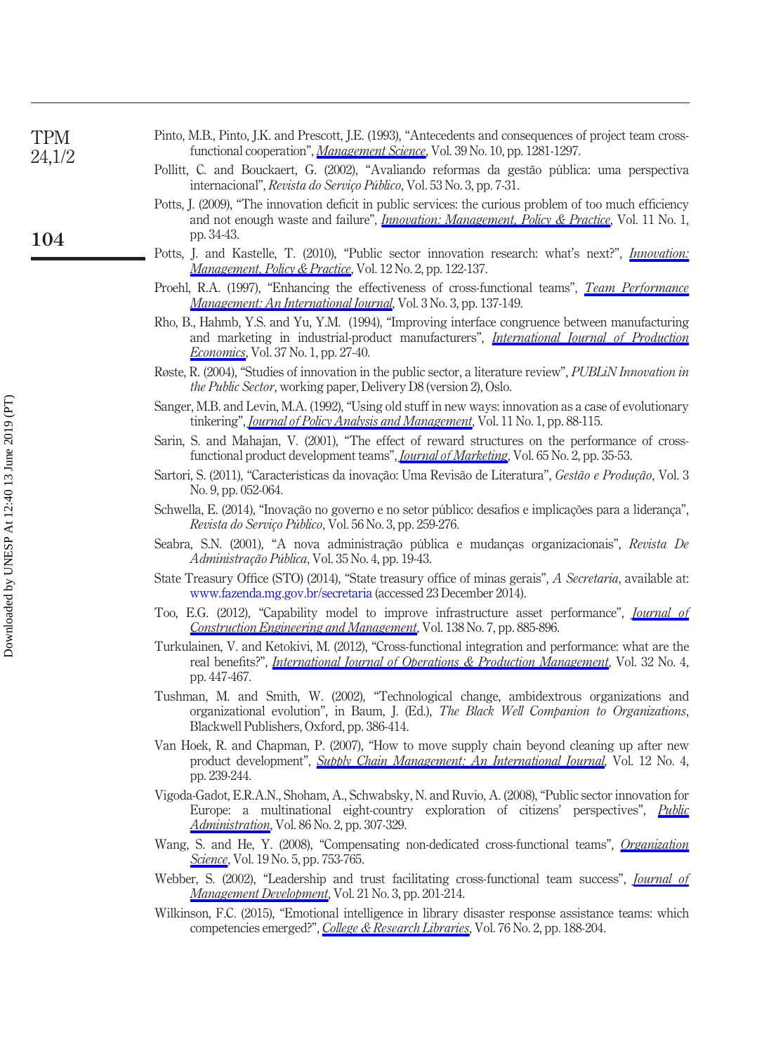Pinto, M.B., Pinto, J.K. and Prescott, J.E. (1993), "Antecedents and consequences of project team cross-functional cooperation", *Management Science*, Vol. 39 No. 10, pp. 1281-1297.

Pollitt, C. and Bouckaert, G. (2002), "Avaliando reformas da gestão pública: uma perspectiva internacional", *Revista do Serviço Público*, Vol. 53 No. 3, pp. 7-31.

Potts, J. (2009), "The innovation deficit in public services: the curious problem of too much efficiency and not enough waste and failure", *Innovation: Management, Policy & Practice*, Vol. 11 No. 1, pp. 34-43.

Potts, J. and Kastelle, T. (2010), "Public sector innovation research: what's next?", *Innovation: Management, Policy & Practice*, Vol. 12 No. 2, pp. 122-137.

Proehl, R.A. (1997), "Enhancing the effectiveness of cross-functional teams", *Team Performance Management: An International Journal*, Vol. 3 No. 3, pp. 137-149.

Rho, B., Hahmb, Y.S. and Yu, Y.M. (1994), "Improving interface congruence between manufacturing and marketing in industrial-product manufacturers", *International Journal of Production Economics*, Vol. 37 No. 1, pp. 27-40.

Røste, R. (2004), "Studies of innovation in the public sector, a literature review", *PUBLiN Innovation in the Public Sector*, working paper, Delivery D8 (version 2), Oslo.

Sanger, M.B. and Levin, M.A. (1992), "Using old stuff in new ways: innovation as a case of evolutionary tinkering", *Journal of Policy Analysis and Management*, Vol. 11 No. 1, pp. 88-115.

Sarin, S. and Mahajan, V. (2001), "The effect of reward structures on the performance of cross-functional product development teams", *Journal of Marketing*, Vol. 65 No. 2, pp. 35-53.

Sartori, S. (2011), "Características da inovação: Uma Revisão de Literatura", *Gestão e Produção*, Vol. 3 No. 9, pp. 052-064.

Schwella, E. (2014), "Inovação no governo e no setor público: desafios e implicações para a liderança", *Revista do Serviço Público*, Vol. 56 No. 3, pp. 259-276.

Seabra, S.N. (2001), "A nova administração pública e mudanças organizacionais", *Revista De Administração Pública*, Vol. 35 No. 4, pp. 19-43.

State Treasury Office (STO) (2014), "State treasury office of minas gerais", *A Secretaria*, available at: www.fazenda.mg.gov.br/secretaria (accessed 23 December 2014).

Too, E.G. (2012), "Capability model to improve infrastructure asset performance", *Journal of Construction Engineering and Management*, Vol. 138 No. 7, pp. 885-896.

Turkulainen, V. and Ketokivi, M. (2012), "Cross-functional integration and performance: what are the real benefits?", *International Journal of Operations & Production Management*, Vol. 32 No. 4, pp. 447-467.

Tushman, M. and Smith, W. (2002), "Technological change, ambidextrous organizations and organizational evolution", in Baum, J. (Ed.), *The Black Well Companion to Organizations*, Blackwell Publishers, Oxford, pp. 386-414.

Van Hoek, R. and Chapman, P. (2007), "How to move supply chain beyond cleaning up after new product development", *Supply Chain Management: An International Journal*, Vol. 12 No. 4, pp. 239-244.

Vigoda-Gadot, E.R.A.N., Shoham, A., Schwabsky, N. and Ruvio, A. (2008), "Public sector innovation for Europe: a multinational eight-country exploration of citizens' perspectives", *Public Administration*, Vol. 86 No. 2, pp. 307-329.

Wang, S. and He, Y. (2008), "Compensating non-dedicated cross-functional teams", *Organization Science*, Vol. 19 No. 5, pp. 753-765.

Webber, S. (2002), "Leadership and trust facilitating cross-functional team success", *Journal of Management Development*, Vol. 21 No. 3, pp. 201-214.

Wilkinson, F.C. (2015), "Emotional intelligence in library disaster response assistance teams: which competencies emerged?", *College & Research Libraries*, Vol. 76 No. 2, pp. 188-204.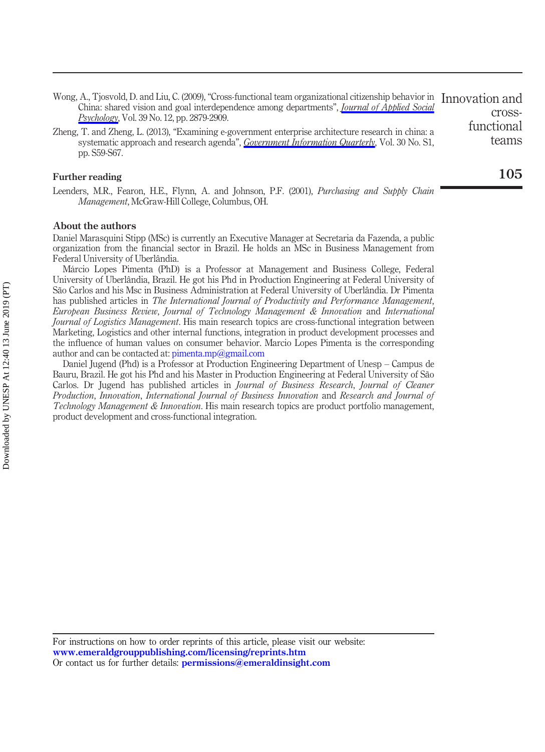Wong, A., Tjosvold, D. and Liu, C. (2009), "Cross-functional team organizational citizenship behavior in China: shared vision and goal interdependence among departments", *Journal of Applied Social Psychology*, Vol. 39 No. 12, pp. 2879-2909.

Zheng, T. and Zheng, L. (2013), "Examining e-government enterprise architecture research in china: a systematic approach and research agenda", *Government Information Quarterly*, Vol. 30 No. S1, pp. S59-S67.

## Further reading

Leenders, M.R., Fearon, H.E., Flynn, A. and Johnson, P.F. (2001), *Purchasing and Supply Chain Management*, McGraw-Hill College, Columbus, OH.

## About the authors

Daniel Marasquini Stipp (MSc) is currently an Executive Manager at Secretaria da Fazenda, a public organization from the financial sector in Brazil. He holds an MSc in Business Management from Federal University of Uberlândia.

Márcio Lopes Pimenta (PhD) is a Professor at Management and Business College, Federal University of Uberlândia, Brazil. He got his Phd in Production Engineering at Federal University of São Carlos and his Msc in Business Administration at Federal University of Uberlândia. Dr Pimenta has published articles in *The International Journal of Productivity and Performance Management*, *European Business Review*, *Journal of Technology Management & Innovation* and *International Journal of Logistics Management*. His main research topics are cross-functional integration between Marketing, Logistics and other internal functions, integration in product development processes and the influence of human values on consumer behavior. Marcio Lopes Pimenta is the corresponding author and can be contacted at: pimenta.mp@gmail.com

Daniel Jugend (Phd) is a Professor at Production Engineering Department of Unesp – Campus de Bauru, Brazil. He got his Phd and his Master in Production Engineering at Federal University of São Carlos. Dr Jugend has published articles in *Journal of Business Research*, *Journal of Cleaner Production*, *Innovation*, *International Journal of Business Innovation* and *Research and Journal of Technology Management & Innovation*. His main research topics are product portfolio management, product development and cross-functional integration.

For instructions on how to order reprints of this article, please visit our website:
**www.emeraldgrouppublishing.com/licensing/reprints.htm**
Or contact us for further details: **permissions@emeraldinsight.com**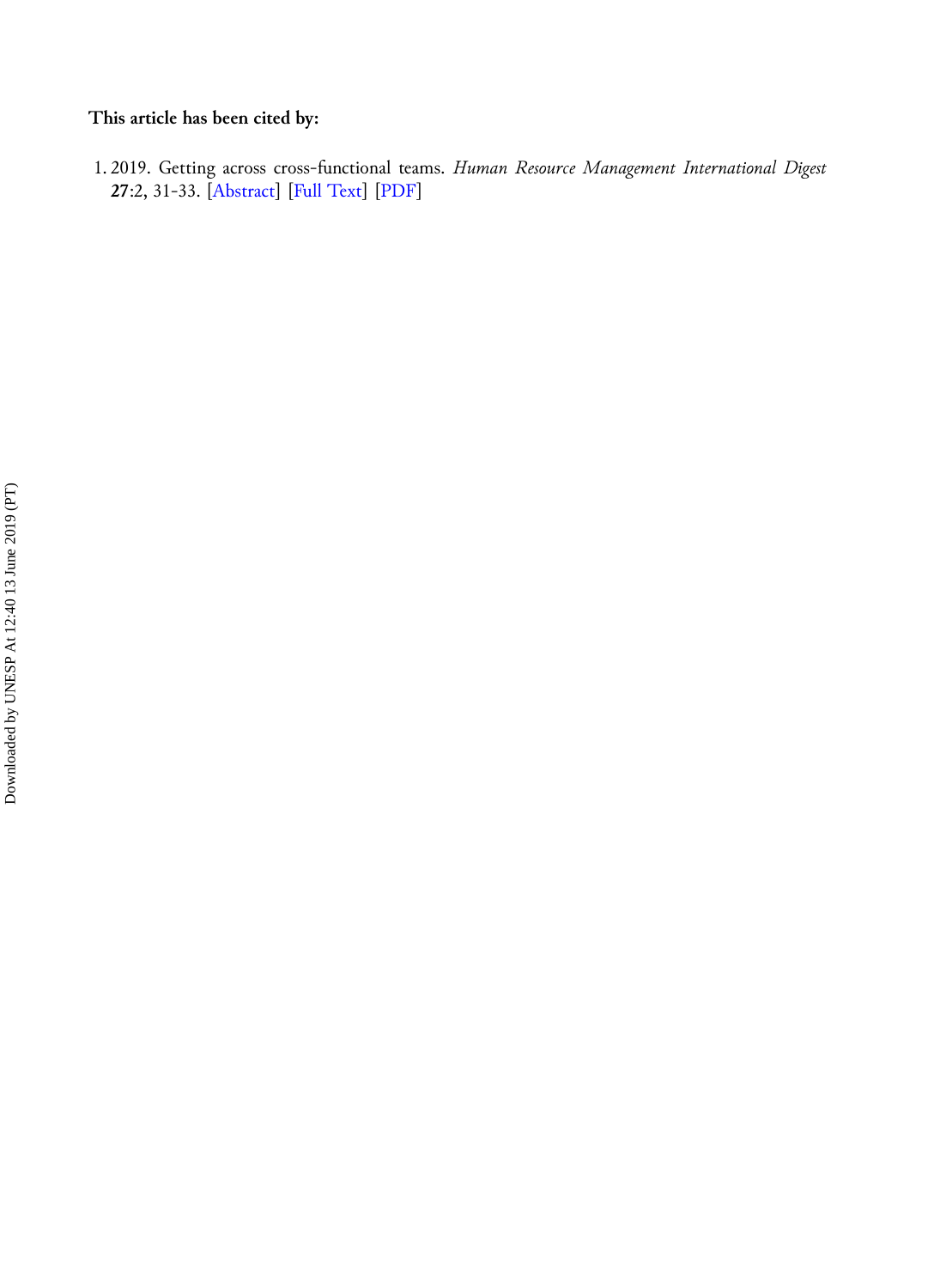**This article has been cited by:**

1. 2019. Getting across cross-functional teams. *Human Resource Management International Digest* **27**:2, 31-33. [Abstract] [Full Text] [PDF]